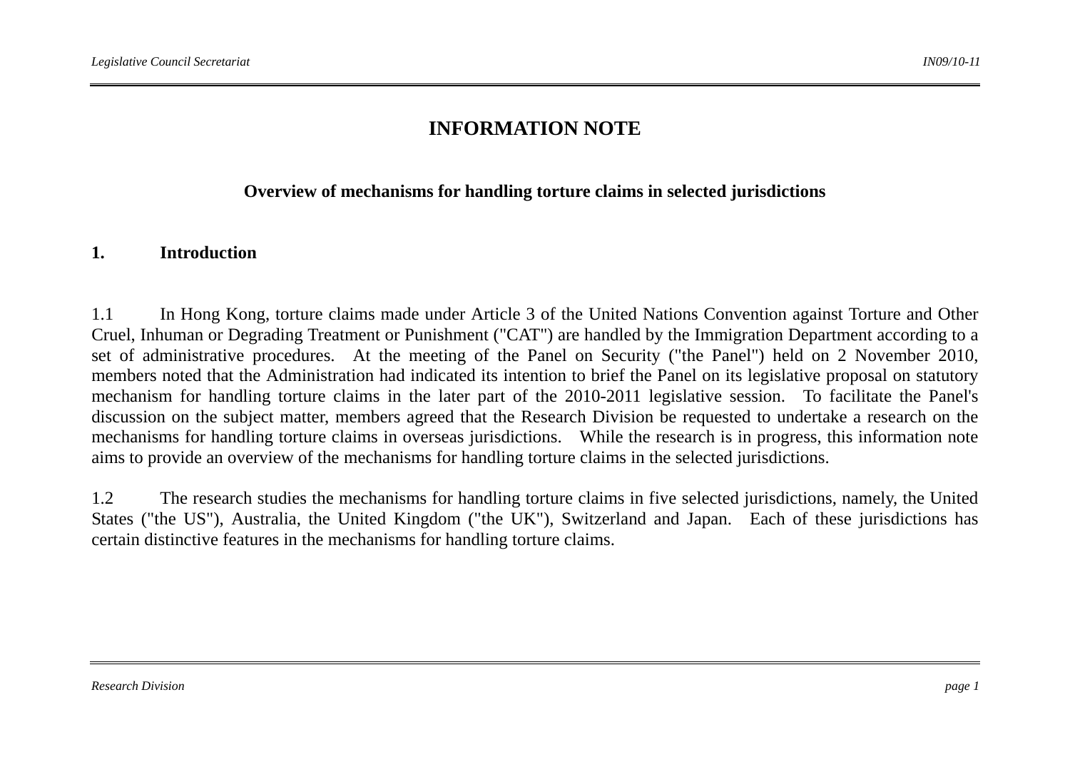# INFORMATION NOTE

## Overview of mechanisms for handling torture claims in selected jurisdictions

### 1. Introduction

1.1 In Hong Kong, torture claims made under Article 3 of the United Nations Convention against Torture and Other Cruel, Inhuman or Degrading Treatment or Punishment ("CAT") are handled by the Immigration Department according to a set of administrative procedures. At the meeting of the Panel on Security ("the Panel") held on 2 November 2010, members noted that the Administration had indicated its intention to brief the Panel on its legislative proposal on statutory mechanism for handling torture claims in the later part of the 2010-2011 legislative session. To facilitate the Panel's discussion on the subject matter, members agreed that the Research Division be requested to undertake a research on the mechanisms for handling torture claims in overseas jurisdictions. While the research is in progress, this information note aims to provide an overview of the mechanisms for handling torture claims in the selected jurisdictions.

1.2 The research studies the mechanisms for handling torture claims in five selected jurisdictions, namely, the United States ("the US"), Australia, the United Kingdom ("the UK"), Switzerland and Japan. Each of these jurisdictions has certain distinctive features in the mechanisms for handling torture claims.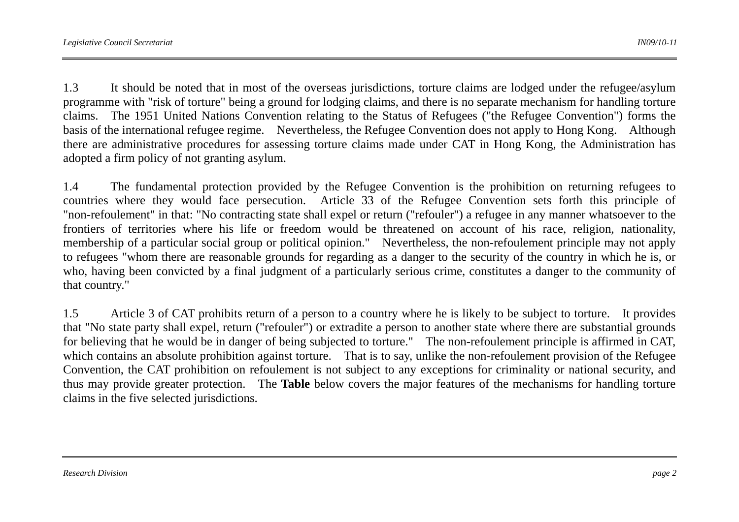1.3 It should be noted that in most of the overseas jurisdictions, torture claims are lodged under the refugee/asylum programme with "risk of torture" being a ground for lodging claims, and there is no separate mechanism for handling torture claims. The 1951 United Nations Convention relating to the Status of Refugees ("the Refugee Convention") forms the basis of the international refugee regime. Nevertheless, the Refugee Convention does not apply to Hong Kong. Although there are administrative procedures for assessing torture claims made under CAT in Hong Kong, the Administration has adopted a firm policy of not granting asylum.

1.4 The fundamental protection provided by the Refugee Convention is the prohibition on returning refugees to countries where they would face persecution. Article 33 of the Refugee Convention sets forth this principle of "non-refoulement" in that: "No contracting state shall expel or return ("refouler") a refugee in any manner whatsoever to the frontiers of territories where his life or freedom would be threatened on account of his race, religion, nationality, membership of a particular social group or political opinion." Nevertheless, the non-refoulement principle may not apply to refugees "whom there are reasonable grounds for regarding as a danger to the security of the country in which he is, or who, having been convicted by a final judgment of a particularly serious crime, constitutes a danger to the community of that country."

1.5 Article 3 of CAT prohibits return of a person to a country where he is likely to be subject to torture. It provides that "No state party shall expel, return ("refouler") or extradite a person to another state where there are substantial grounds for believing that he would be in danger of being subjected to torture." The non-refoulement principle is affirmed in CAT, which contains an absolute prohibition against torture. That is to say, unlike the non-refoulement provision of the Refugee Convention, the CAT prohibition on refoulement is not subject to any exceptions for criminality or national security, and thus may provide greater protection. The **Table** below covers the major features of the mechanisms for handling torture claims in the five selected jurisdictions.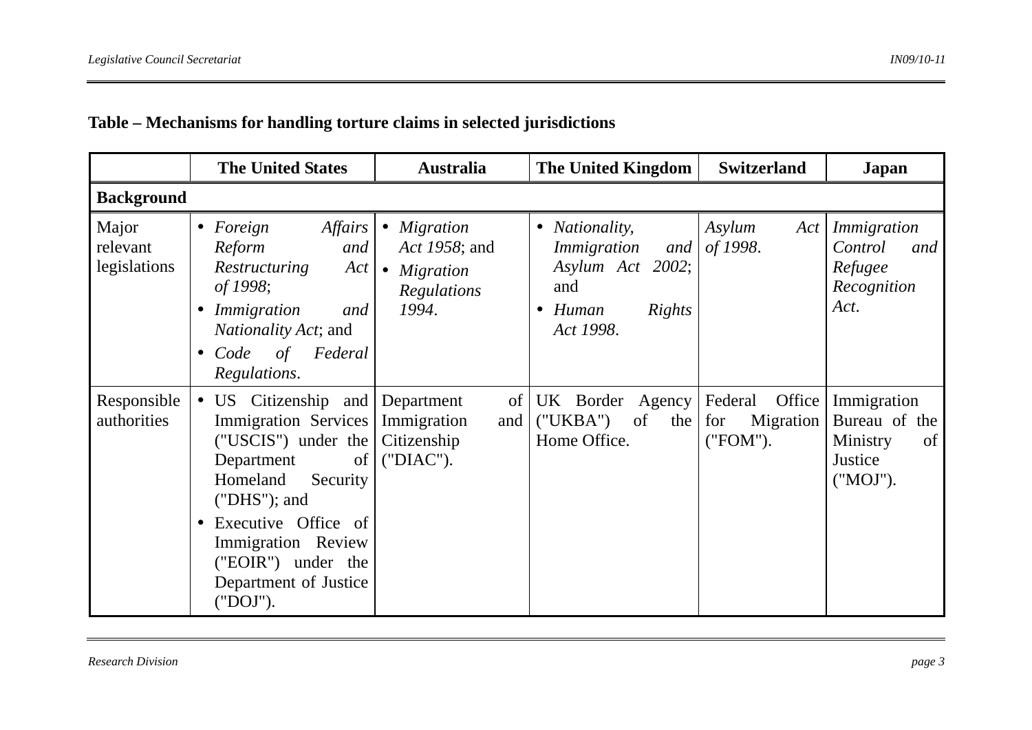**Table – Mechanisms for handling torture claims in selected jurisdictions**

| | The United States | Australia | The United Kingdom | Switzerland | Japan |
|---|---|---|---|---|---|
| **Background** | | | | | |
| Major relevant legislations | • *Foreign Affairs Reform and Restructuring Act of 1998*; • *Immigration and Nationality Act*; and • *Code of Federal Regulations*. | • *Migration Act 1958*; and • *Migration Regulations 1994*. | • *Nationality, Immigration and Asylum Act 2002*; and • *Human Rights Act 1998*. | *Asylum Act of 1998*. | *Immigration Control and Refugee Recognition Act*. |
| Responsible authorities | • US Citizenship and Immigration Services ("USCIS") under the Department of Homeland Security ("DHS"); and • Executive Office of Immigration Review ("EOIR") under the Department of Justice ("DOJ"). | Department of Immigration and Citizenship ("DIAC"). | UK Border Agency ("UKBA") of the Home Office. | Federal Office for Migration ("FOM"). | Immigration Bureau of the Ministry of Justice ("MOJ"). |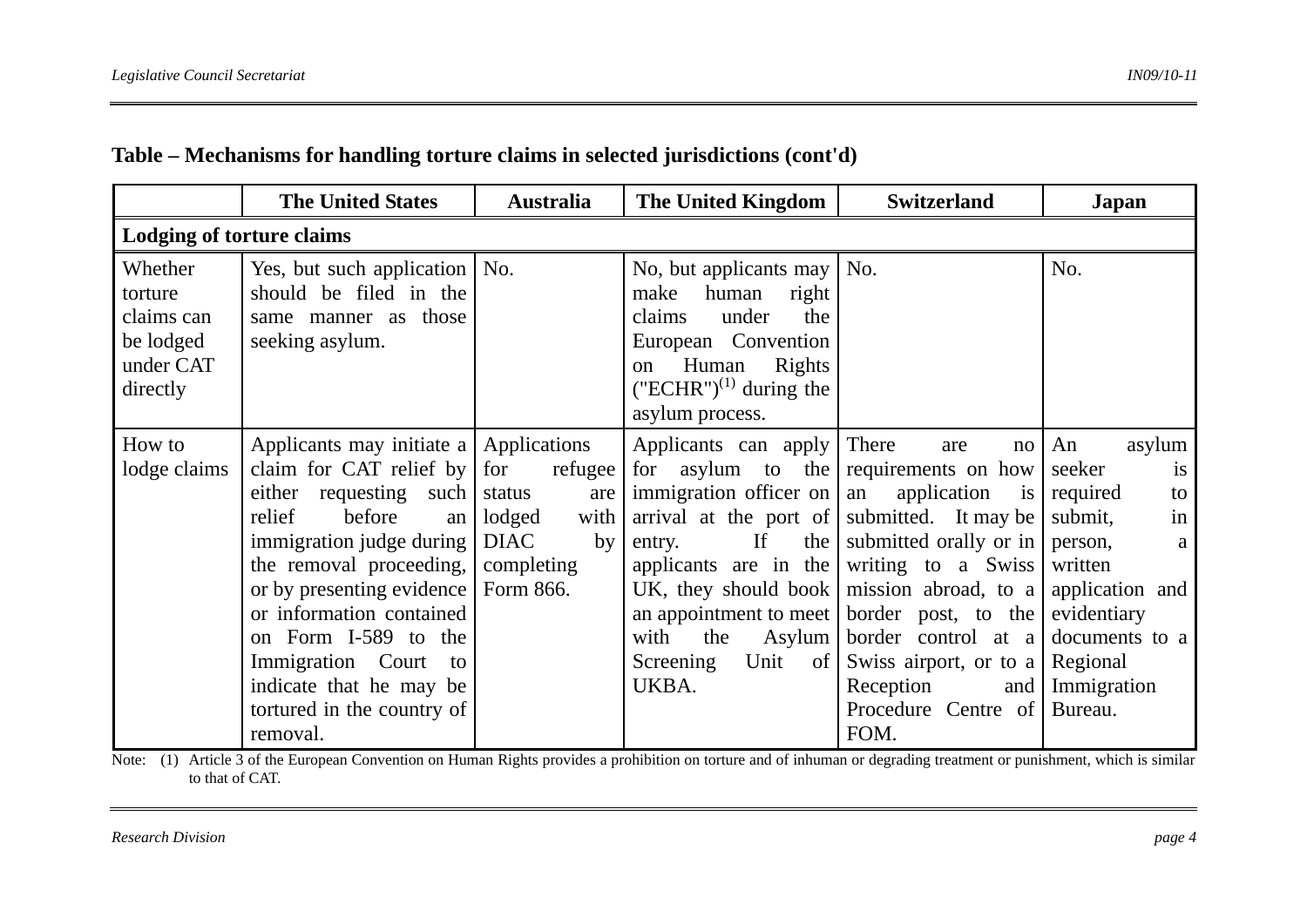**Table – Mechanisms for handling torture claims in selected jurisdictions (cont'd)**

| | The United States | Australia | The United Kingdom | Switzerland | Japan |
|---|---|---|---|---|---|
| **Lodging of torture claims** | | | | | |
| Whether torture claims can be lodged under CAT directly | Yes, but such application should be filed in the same manner as those seeking asylum. | No. | No, but applicants may make human right claims under the European Convention on Human Rights ("ECHR")[(1)] during the asylum process. | No. | No. |
| How to lodge claims | Applicants may initiate a claim for CAT relief by either requesting such relief before an immigration judge during the removal proceeding, or by presenting evidence or information contained on Form I-589 to the Immigration Court to indicate that he may be tortured in the country of removal. | Applications for refugee status are lodged with DIAC by completing Form 866. | Applicants can apply for asylum to the immigration officer on arrival at the port of entry. If the applicants are in the UK, they should book an appointment to meet with the Asylum Screening Unit of UKBA. | There are no requirements on how an application is submitted. It may be submitted orally or in writing to a Swiss mission abroad, to a border post, to the border control at a Swiss airport, or to a Reception and Procedure Centre of FOM. | An asylum seeker is required to submit, in person, a written application and evidentiary documents to a Regional Immigration Bureau. |

Note: (1) Article 3 of the European Convention on Human Rights provides a prohibition on torture and of inhuman or degrading treatment or punishment, which is similar to that of CAT.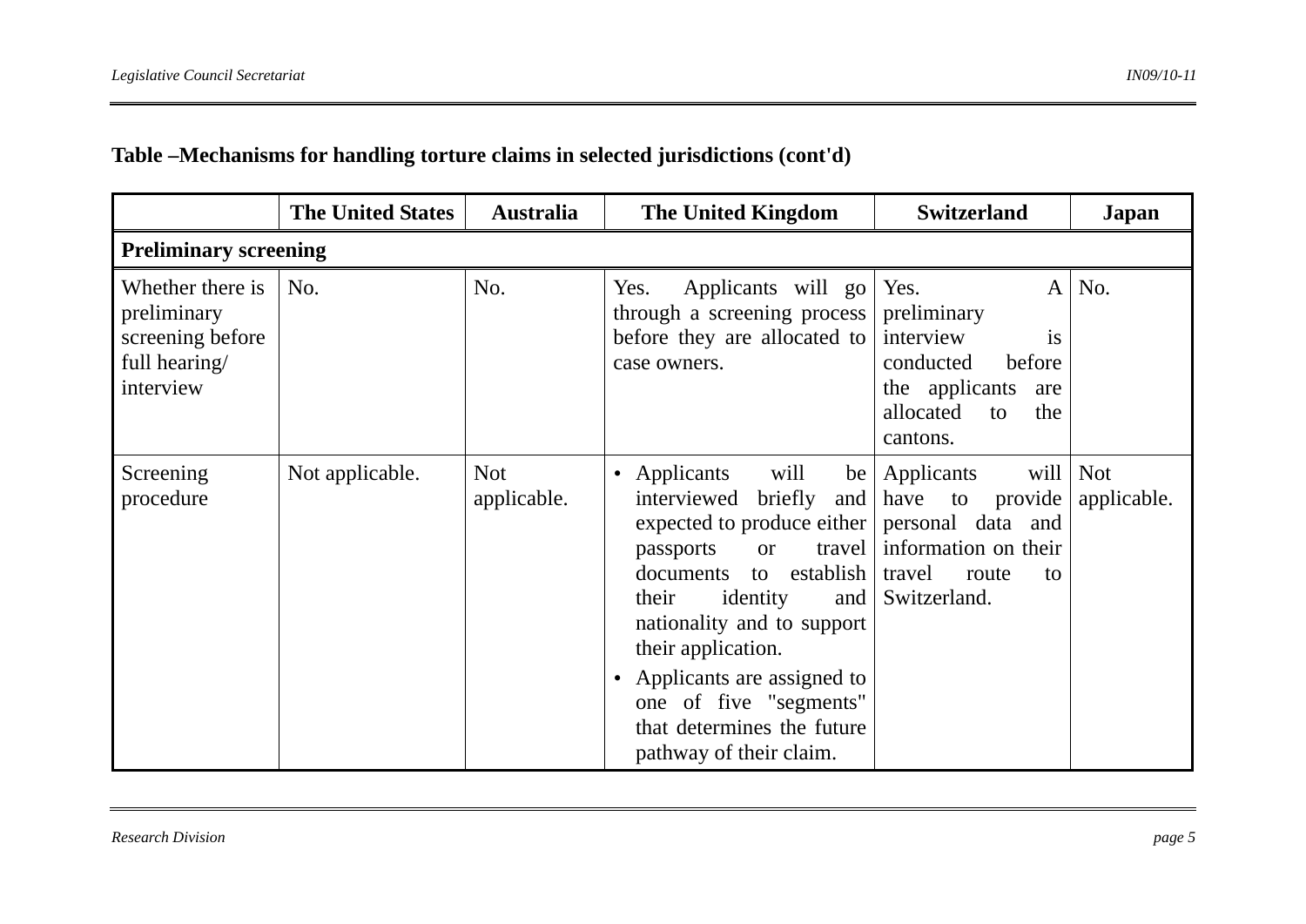**Table –Mechanisms for handling torture claims in selected jurisdictions (cont'd)**

| | The United States | Australia | The United Kingdom | Switzerland | Japan |
|---|---|---|---|---|---|
| **Preliminary screening** | | | | | |
| Whether there is preliminary screening before full hearing/ interview | No. | No. | Yes. Applicants will go through a screening process before they are allocated to case owners. | Yes. A preliminary interview is conducted before the applicants are allocated to the cantons. | No. |
| Screening procedure | Not applicable. | Not applicable. | • Applicants will be interviewed briefly and expected to produce either passports or travel documents to establish their identity and nationality and to support their application. • Applicants are assigned to one of five "segments" that determines the future pathway of their claim. | Applicants will have to provide personal data and information on their travel route to Switzerland. | Not applicable. |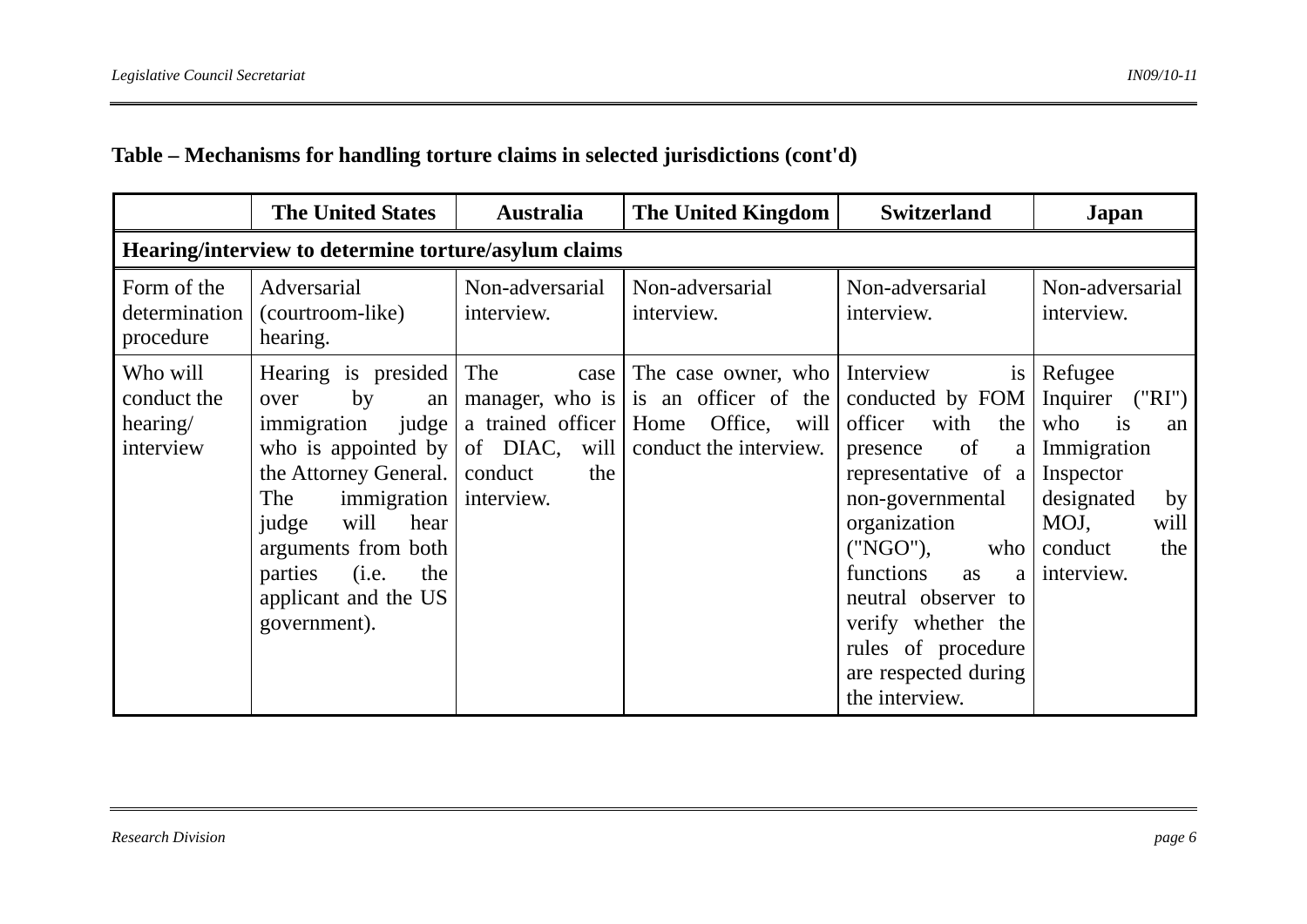**Table – Mechanisms for handling torture claims in selected jurisdictions (cont'd)**

| | The United States | Australia | The United Kingdom | Switzerland | Japan |
|---|---|---|---|---|---|
| **Hearing/interview to determine torture/asylum claims** | | | | | |
| Form of the determination procedure | Adversarial (courtroom-like) hearing. | Non-adversarial interview. | Non-adversarial interview. | Non-adversarial interview. | Non-adversarial interview. |
| Who will conduct the hearing/ interview | Hearing is presided over by an immigration judge who is appointed by the Attorney General. The immigration judge will hear arguments from both parties (i.e. the applicant and the US government). | The case manager, who is a trained officer of DIAC, will conduct the interview. | The case owner, who is an officer of the Home Office, will conduct the interview. | Interview is conducted by FOM officer with the presence of a representative of a non-governmental organization ("NGO"), who functions as a neutral observer to verify whether the rules of procedure are respected during the interview. | Refugee Inquirer ("RI") who is an Immigration Inspector designated by MOJ, will conduct the interview. |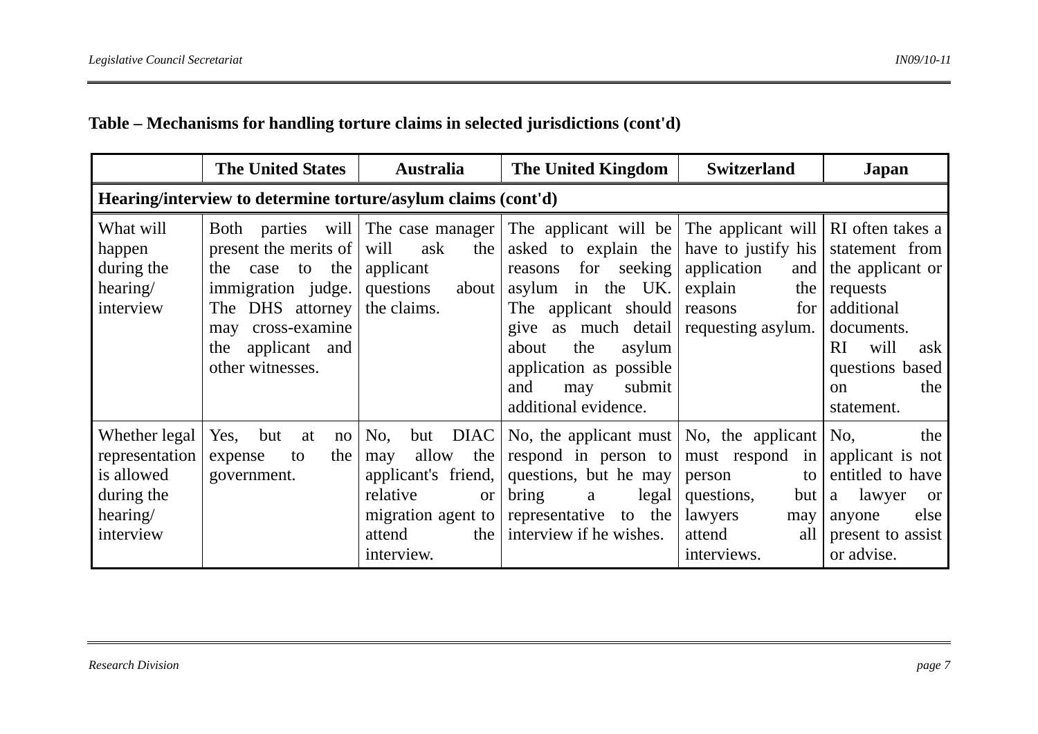**Table – Mechanisms for handling torture claims in selected jurisdictions (cont'd)**

| | The United States | Australia | The United Kingdom | Switzerland | Japan |
|---|---|---|---|---|---|
| **Hearing/interview to determine torture/asylum claims (cont'd)** | | | | | |
| What will happen during the hearing/ interview | Both parties will present the merits of the case to the immigration judge. The DHS attorney may cross-examine the applicant and other witnesses. | The case manager will ask the applicant questions about the claims. | The applicant will be asked to explain the reasons for seeking asylum in the UK. The applicant should give as much detail about the asylum application as possible and may submit additional evidence. | The applicant will have to justify his application and explain the reasons for requesting asylum. | RI often takes a statement from the applicant or requests additional documents. RI will ask questions based on the statement. |
| Whether legal representation is allowed during the hearing/ interview | Yes, but at no expense to the government. | No, but DIAC may allow the applicant's friend, relative or migration agent to attend the interview. | No, the applicant must respond in person to questions, but he may bring a legal representative to the interview if he wishes. | No, the applicant must respond in person to questions, but lawyers may attend all interviews. | No, the applicant is not entitled to have a lawyer or anyone else present to assist or advise. |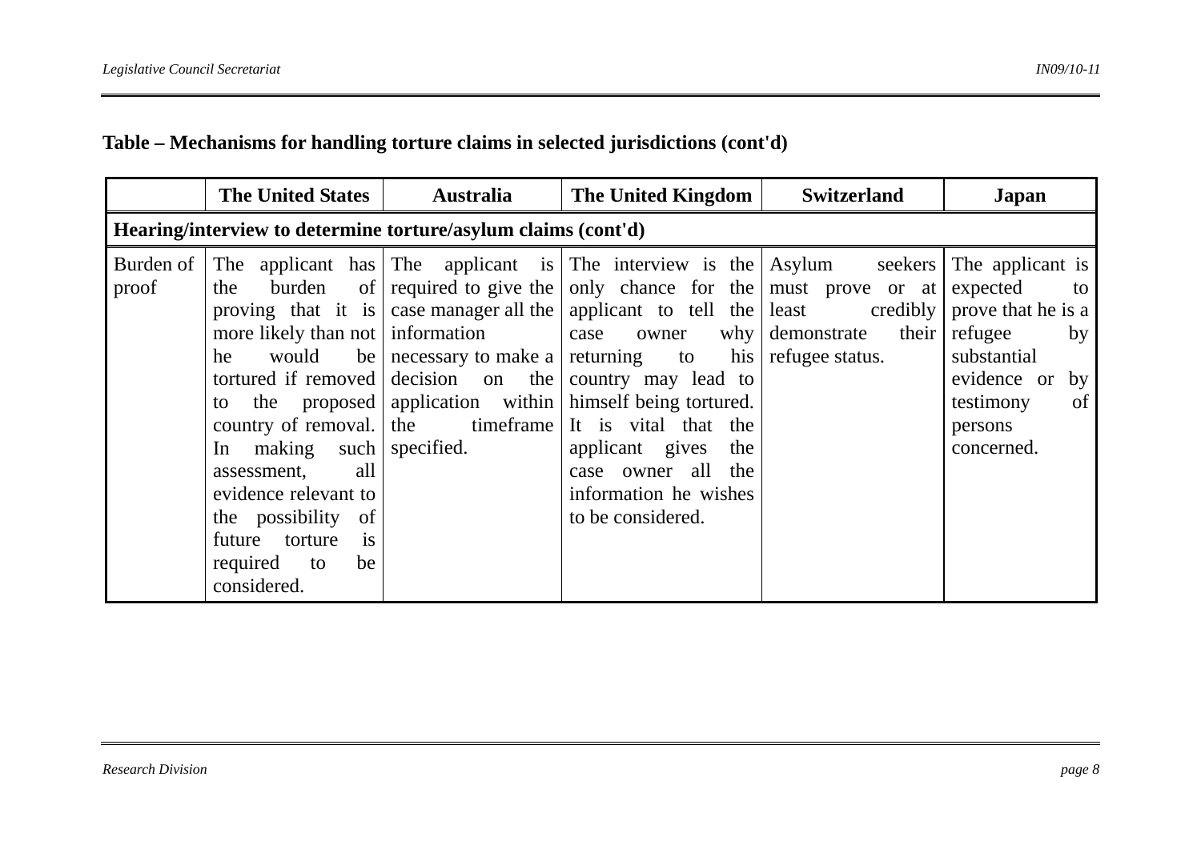**Table – Mechanisms for handling torture claims in selected jurisdictions (cont'd)**

| | The United States | Australia | The United Kingdom | Switzerland | Japan |
|---|---|---|---|---|---|
| **Hearing/interview to determine torture/asylum claims (cont'd)** | | | | | |
| Burden of proof | The applicant has the burden of proving that it is more likely than not he would be tortured if removed to the proposed country of removal. In making such assessment, all evidence relevant to the possibility of future torture is required to be considered. | The applicant is required to give the case manager all the information necessary to make a decision on the application within the timeframe specified. | The interview is the only chance for the applicant to tell the case owner why returning to his country may lead to himself being tortured. It is vital that the applicant gives the case owner all the information he wishes to be considered. | Asylum seekers must prove or at least credibly demonstrate their refugee status. | The applicant is expected to prove that he is a refugee by substantial evidence or by testimony of persons concerned. |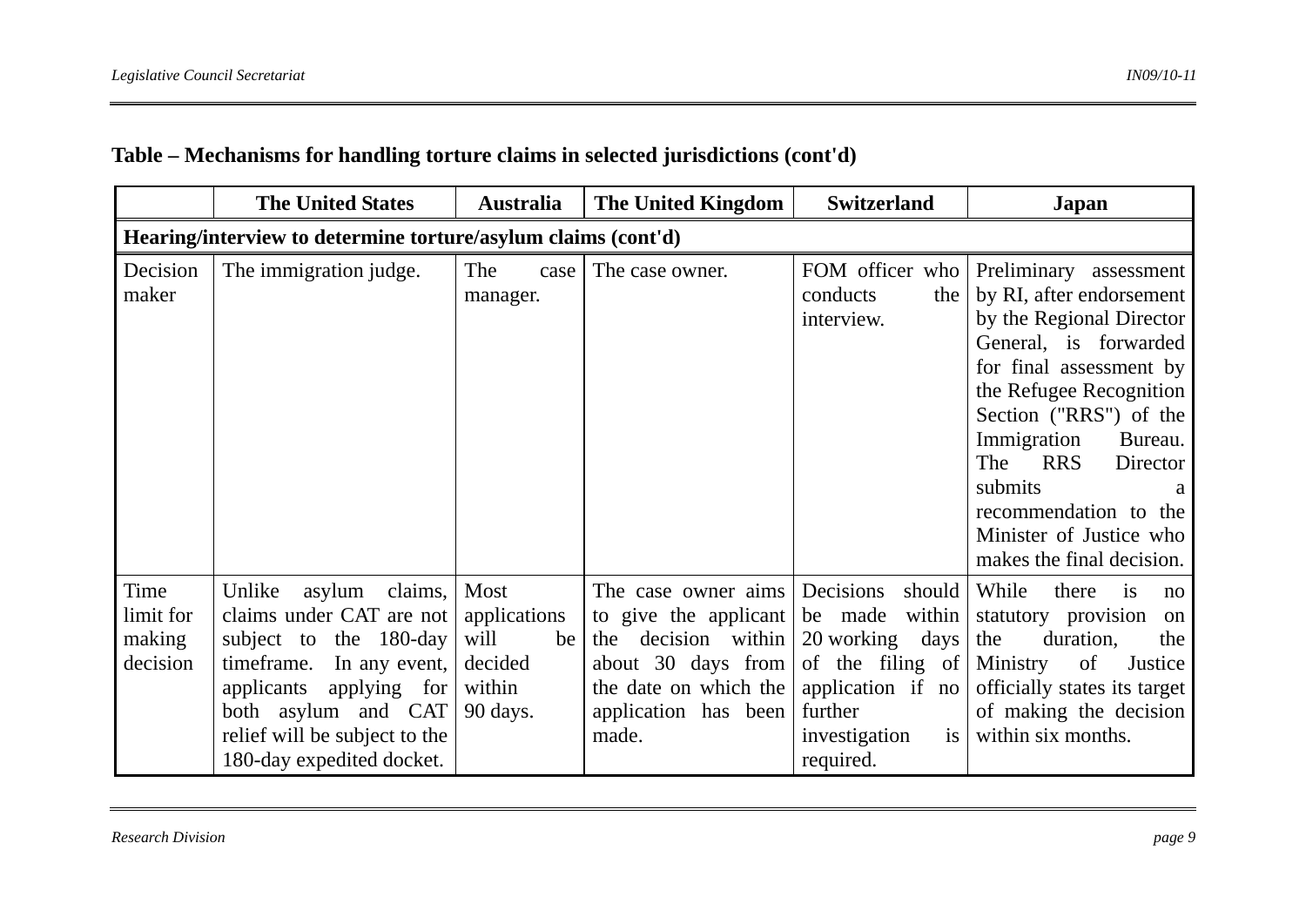**Table – Mechanisms for handling torture claims in selected jurisdictions (cont'd)**

| | The United States | Australia | The United Kingdom | Switzerland | Japan |
|---|---|---|---|---|---|
| **Hearing/interview to determine torture/asylum claims (cont'd)** | | | | | |
| Decision maker | The immigration judge. | The case manager. | The case owner. | FOM officer who conducts the interview. | Preliminary assessment by RI, after endorsement by the Regional Director General, is forwarded for final assessment by the Refugee Recognition Section ("RRS") of the Immigration Bureau. The RRS Director submits a recommendation to the Minister of Justice who makes the final decision. |
| Time limit for making decision | Unlike asylum claims, claims under CAT are not subject to the 180-day timeframe. In any event, applicants applying for both asylum and CAT relief will be subject to the 180-day expedited docket. | Most applications will be decided within 90 days. | The case owner aims to give the applicant the decision within about 30 days from the date on which the application has been made. | Decisions should be made within 20 working days of the filing of application if no further investigation is required. | While there is no statutory provision on the duration, the Ministry of Justice officially states its target of making the decision within six months. |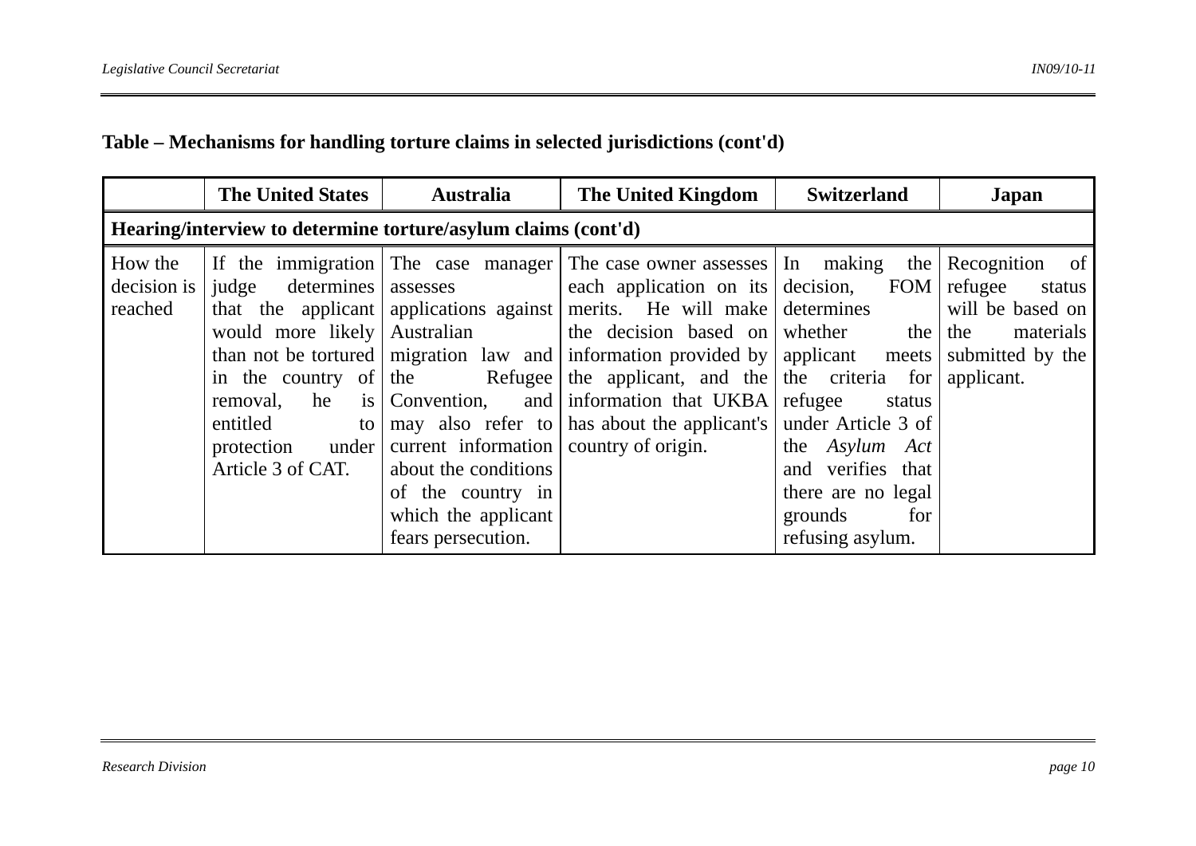**Table – Mechanisms for handling torture claims in selected jurisdictions (cont'd)**

| | The United States | Australia | The United Kingdom | Switzerland | Japan |
|---|---|---|---|---|---|
| **Hearing/interview to determine torture/asylum claims (cont'd)** | | | | | |
| How the decision is reached | If the immigration judge determines that the applicant would more likely than not be tortured in the country of removal, he is entitled to protection under Article 3 of CAT. | The case manager assesses applications against Australian migration law and the Refugee Convention, and may also refer to current information about the conditions of the country in which the applicant fears persecution. | The case owner assesses each application on its merits. He will make the decision based on information provided by the applicant, and the information that UKBA has about the applicant's country of origin. | In making the decision, FOM determines whether the applicant meets the criteria for refugee status under Article 3 of the *Asylum Act* and verifies that there are no legal grounds for refusing asylum. | Recognition of refugee status will be based on the materials submitted by the applicant. |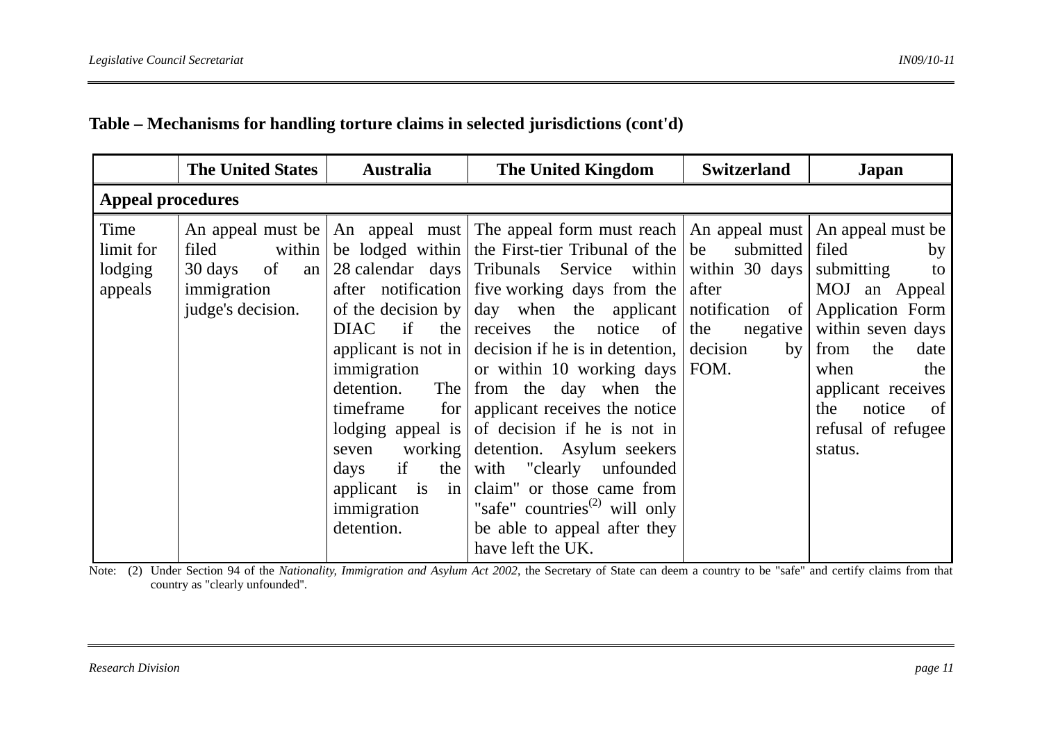**Table – Mechanisms for handling torture claims in selected jurisdictions (cont'd)**

| | The United States | Australia | The United Kingdom | Switzerland | Japan |
|---|---|---|---|---|---|
| **Appeal procedures** | | | | | |
| Time limit for lodging appeals | An appeal must be filed within 30 days of an immigration judge's decision. | An appeal must be lodged within 28 calendar days after notification of the decision by DIAC if the applicant is not in immigration detention. The timeframe for lodging appeal is seven working days if the applicant is in immigration detention. | The appeal form must reach the First-tier Tribunal of the Tribunals Service within five working days from the day when the applicant receives the notice of decision if he is in detention, or within 10 working days from the day when the applicant receives the notice of decision if he is not in detention. Asylum seekers with "clearly unfounded claim" or those came from "safe" countries[(2)] will only be able to appeal after they have left the UK. | An appeal must be submitted within 30 days after notification of the negative decision by FOM. | An appeal must be filed by submitting to MOJ an Appeal Application Form within seven days from the date when the applicant receives the notice of refusal of refugee status. |

Note: (2) Under Section 94 of the *Nationality, Immigration and Asylum Act 2002*, the Secretary of State can deem a country to be "safe" and certify claims from that country as "clearly unfounded".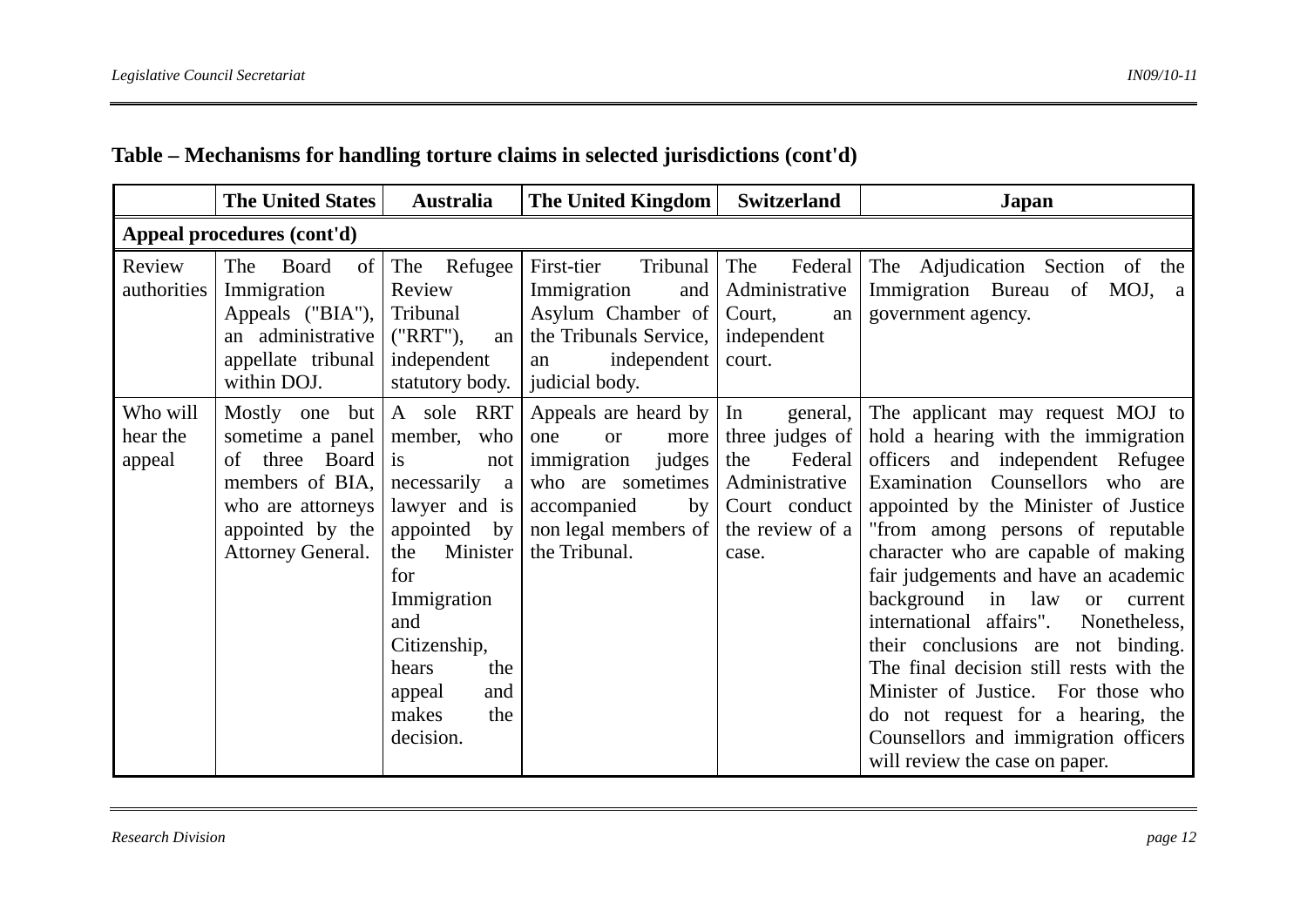## Table – Mechanisms for handling torture claims in selected jurisdictions (cont'd)

| | The United States | Australia | The United Kingdom | Switzerland | Japan |
|---|---|---|---|---|---|
| **Appeal procedures (cont'd)** | | | | | |
| Review authorities | The Board of Immigration Appeals ("BIA"), an administrative appellate tribunal within DOJ. | The Refugee Review Tribunal ("RRT"), an independent statutory body. | First-tier Tribunal Immigration and Asylum Chamber of the Tribunals Service, an independent judicial body. | The Federal Administrative Court, an independent court. | The Adjudication Section of the Immigration Bureau of MOJ, a government agency. |
| Who will hear the appeal | Mostly one but sometime a panel of three Board members of BIA, who are attorneys appointed by the Attorney General. | A sole RRT member, who is not necessarily a lawyer and is appointed by the Minister for Immigration and Citizenship, hears the appeal and makes the decision. | Appeals are heard by one or more immigration judges who are sometimes accompanied by non legal members of the Tribunal. | In general, three judges of the Federal Administrative Court conduct the review of a case. | The applicant may request MOJ to hold a hearing with the immigration officers and independent Refugee Examination Counsellors who are appointed by the Minister of Justice "from among persons of reputable character who are capable of making fair judgements and have an academic background in law or current international affairs". Nonetheless, their conclusions are not binding. The final decision still rests with the Minister of Justice. For those who do not request for a hearing, the Counsellors and immigration officers will review the case on paper. |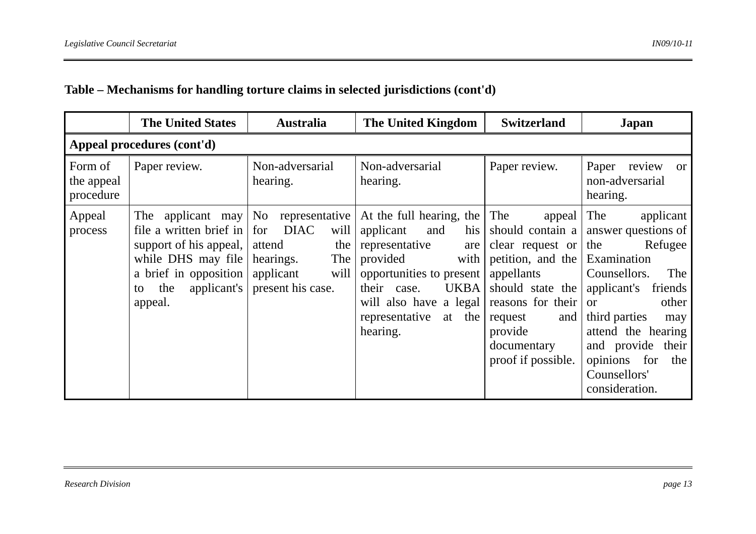**Table – Mechanisms for handling torture claims in selected jurisdictions (cont'd)**

| | The United States | Australia | The United Kingdom | Switzerland | Japan |
|---|---|---|---|---|---|
| **Appeal procedures (cont'd)** | | | | | |
| Form of the appeal procedure | Paper review. | Non-adversarial hearing. | Non-adversarial hearing. | Paper review. | Paper review or non-adversarial hearing. |
| Appeal process | The applicant may file a written brief in support of his appeal, while DHS may file a brief in opposition to the applicant's appeal. | No representative for DIAC will attend the hearings. The applicant will present his case. | At the full hearing, the applicant and his representative are provided with opportunities to present their case. UKBA will also have a legal representative at the hearing. | The appeal should contain a clear request or petition, and the appellants should state the reasons for their request and provide documentary proof if possible. | The applicant answer questions of the Refugee Examination Counsellors. The applicant's friends or other third parties may attend the hearing and provide their opinions for the Counsellors' consideration. |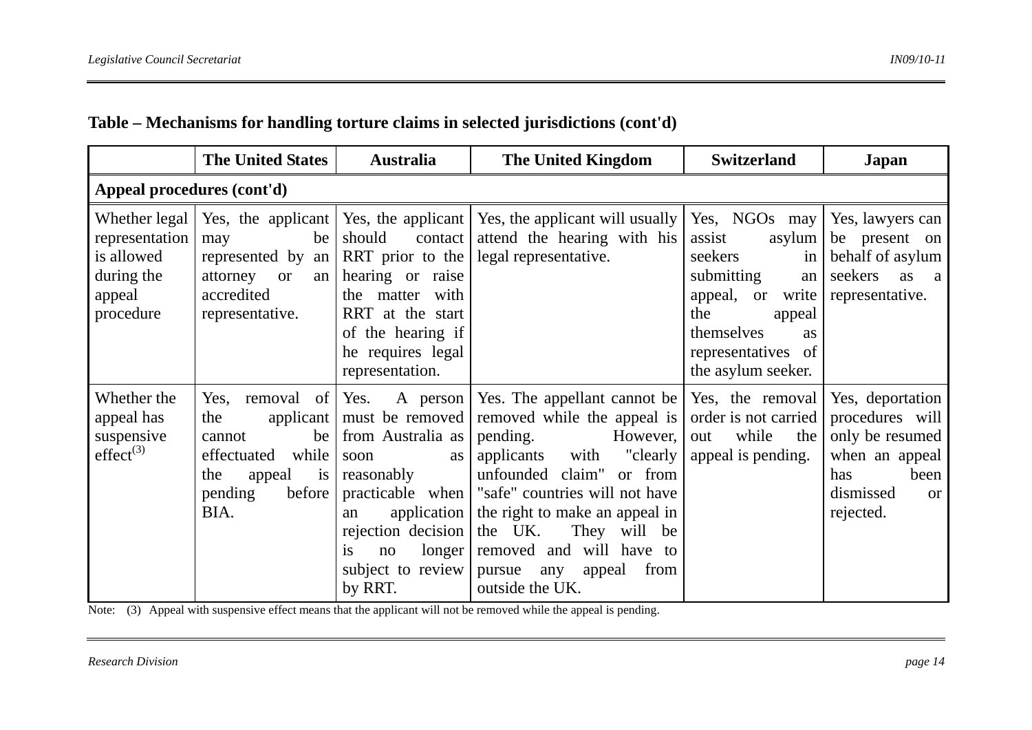**Table – Mechanisms for handling torture claims in selected jurisdictions (cont'd)**

| | The United States | Australia | The United Kingdom | Switzerland | Japan |
|---|---|---|---|---|---|
| **Appeal procedures (cont'd)** | | | | | |
| Whether legal representation is allowed during the appeal procedure | Yes, the applicant may be represented by an attorney or an accredited representative. | Yes, the applicant should contact RRT prior to the hearing or raise the matter with RRT at the start of the hearing if he requires legal representation. | Yes, the applicant will usually attend the hearing with his legal representative. | Yes, NGOs may assist asylum seekers in submitting an appeal, or write the appeal themselves as representatives of the asylum seeker. | Yes, lawyers can be present on behalf of asylum seekers as a representative. |
| Whether the appeal has suspensive effect[(3)] | Yes, removal of the applicant cannot be effectuated while the appeal is pending before BIA. | Yes. A person must be removed from Australia as soon as reasonably practicable when an application rejection decision is no longer subject to review by RRT. | Yes. The appellant cannot be removed while the appeal is pending. However, applicants with "clearly unfounded claim" or from "safe" countries will not have the right to make an appeal in the UK. They will be removed and will have to pursue any appeal from outside the UK. | Yes, the removal order is not carried out while the appeal is pending. | Yes, deportation procedures will only be resumed when an appeal has been dismissed or rejected. |

Note: (3) Appeal with suspensive effect means that the applicant will not be removed while the appeal is pending.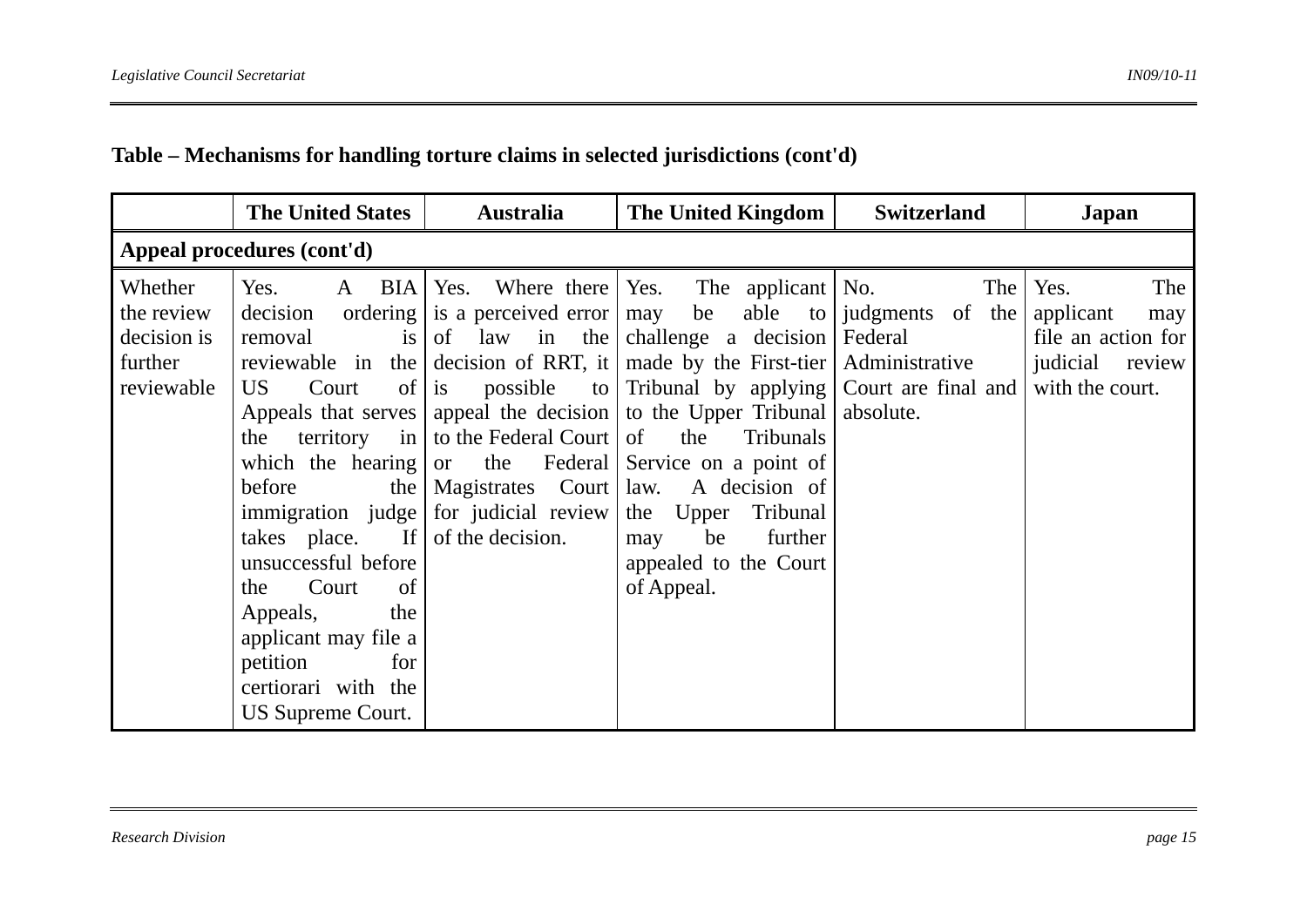**Table – Mechanisms for handling torture claims in selected jurisdictions (cont'd)**

| | The United States | Australia | The United Kingdom | Switzerland | Japan |
|---|---|---|---|---|---|
| **Appeal procedures (cont'd)** | | | | | |
| Whether the review decision is further reviewable | Yes. A BIA decision ordering removal is reviewable in the US Court of Appeals that serves the territory in which the hearing before the immigration judge takes place. If unsuccessful before the Court of Appeals, the applicant may file a petition for certiorari with the US Supreme Court. | Yes. Where there is a perceived error of law in the decision of RRT, it is possible to appeal the decision to the Federal Court or the Federal Magistrates Court for judicial review of the decision. | Yes. The applicant may be able to challenge a decision made by the First-tier Tribunal by applying to the Upper Tribunal of the Tribunals Service on a point of law. A decision of the Upper Tribunal may be further appealed to the Court of Appeal. | No. The judgments of the Federal Administrative Court are final and absolute. | Yes. The applicant may file an action for judicial review with the court. |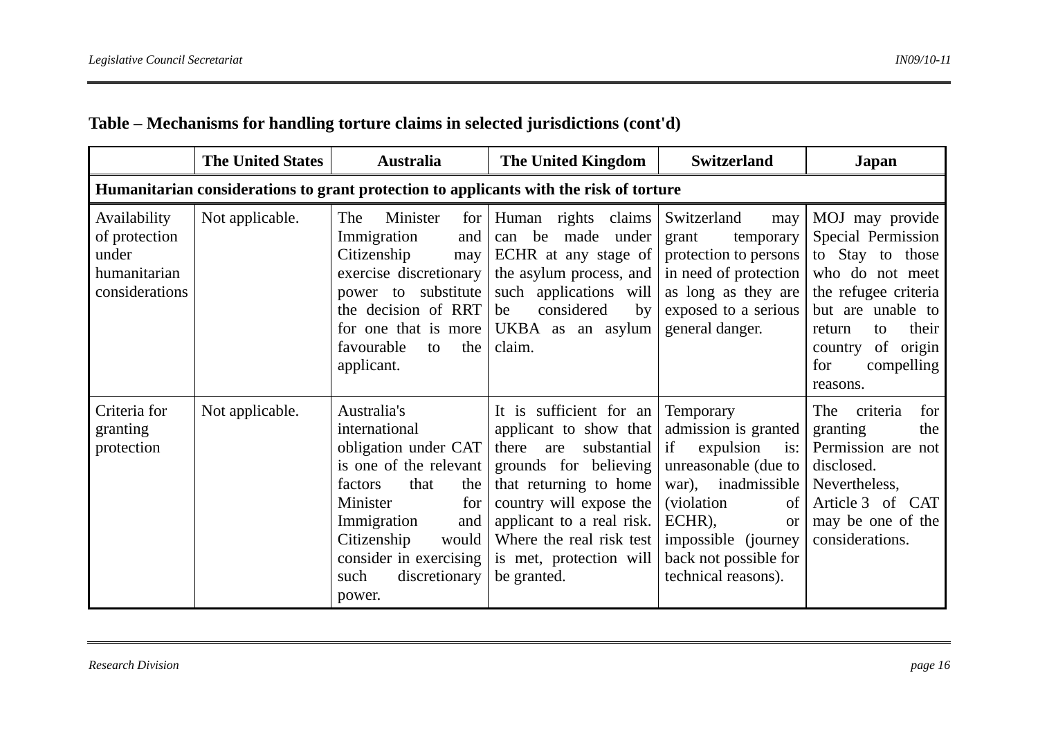**Table – Mechanisms for handling torture claims in selected jurisdictions (cont'd)**

| | The United States | Australia | The United Kingdom | Switzerland | Japan |
|---|---|---|---|---|---|
| **Humanitarian considerations to grant protection to applicants with the risk of torture** | | | | | |
| Availability of protection under humanitarian considerations | Not applicable. | The Minister for Immigration and Citizenship may exercise discretionary power to substitute the decision of RRT for one that is more favourable to the applicant. | Human rights claims can be made under ECHR at any stage of the asylum process, and such applications will be considered by UKBA as an asylum claim. | Switzerland may grant temporary protection to persons in need of protection as long as they are exposed to a serious general danger. | MOJ may provide Special Permission to Stay to those who do not meet the refugee criteria but are unable to return to their country of origin for compelling reasons. |
| Criteria for granting protection | Not applicable. | Australia's international obligation under CAT is one of the relevant factors that the Minister for Immigration and Citizenship would consider in exercising such discretionary power. | It is sufficient for an applicant to show that there are substantial grounds for believing that returning to home country will expose the applicant to a real risk. Where the real risk test is met, protection will be granted. | Temporary admission is granted if expulsion is: unreasonable (due to war), inadmissible (violation of ECHR), or impossible (journey back not possible for technical reasons). | The criteria for granting the Permission are not disclosed. Nevertheless, Article 3 of CAT may be one of the considerations. |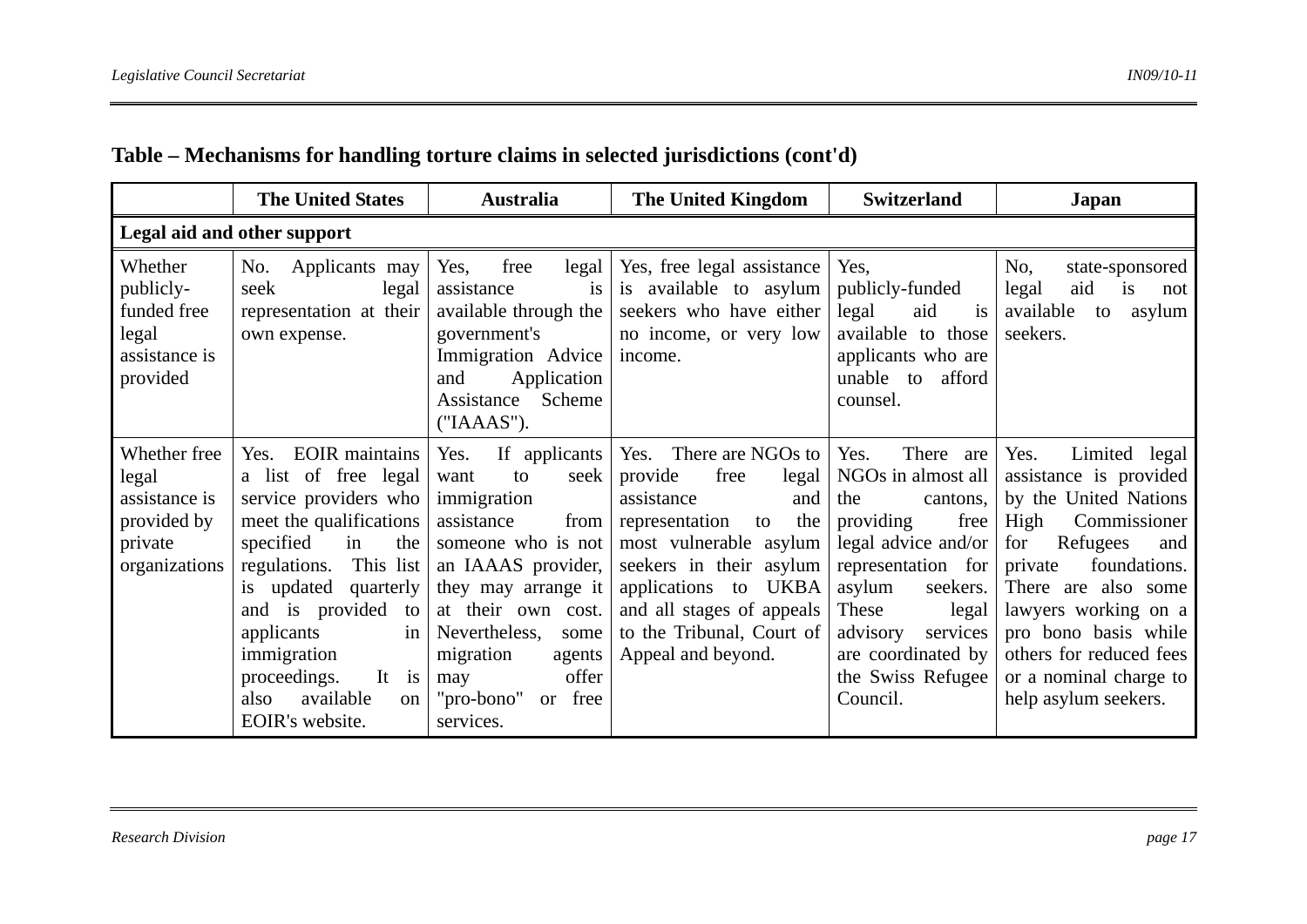**Table – Mechanisms for handling torture claims in selected jurisdictions (cont'd)**

| | The United States | Australia | The United Kingdom | Switzerland | Japan |
|---|---|---|---|---|---|
| **Legal aid and other support** | | | | | |
| Whether publicly-funded free legal assistance is provided | No. Applicants may seek legal representation at their own expense. | Yes, free legal assistance is available through the government's Immigration Advice and Application Assistance Scheme ("IAAAS"). | Yes, free legal assistance is available to asylum seekers who have either no income, or very low income. | Yes, publicly-funded legal aid is available to those applicants who are unable to afford counsel. | No, state-sponsored legal aid is not available to asylum seekers. |
| Whether free legal assistance is provided by private organizations | Yes. EOIR maintains a list of free legal service providers who meet the qualifications specified in the regulations. This list is updated quarterly and is provided to applicants in immigration proceedings. It is also available on EOIR's website. | Yes. If applicants want to seek immigration assistance from someone who is not an IAAAS provider, they may arrange it at their own cost. Nevertheless, some migration agents may offer "pro-bono" or free services. | Yes. There are NGOs to provide free legal assistance and representation to the most vulnerable asylum seekers in their asylum applications to UKBA and all stages of appeals to the Tribunal, Court of Appeal and beyond. | Yes. There are NGOs in almost all the cantons, providing free legal advice and/or representation for asylum seekers. These legal advisory services are coordinated by the Swiss Refugee Council. | Yes. Limited legal assistance is provided by the United Nations High Commissioner for Refugees and private foundations. There are also some lawyers working on a pro bono basis while others for reduced fees or a nominal charge to help asylum seekers. |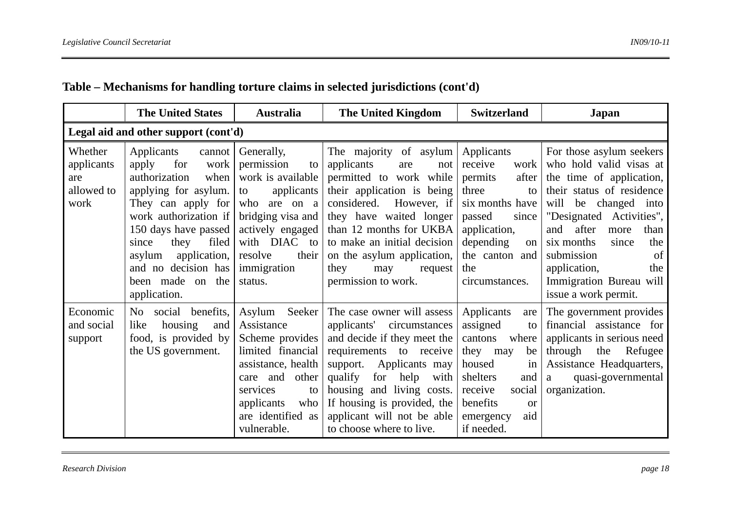**Table – Mechanisms for handling torture claims in selected jurisdictions (cont'd)**

| | The United States | Australia | The United Kingdom | Switzerland | Japan |
|---|---|---|---|---|---|
| **Legal aid and other support (cont'd)** | | | | | |
| Whether applicants are allowed to work | Applicants cannot apply for work authorization when applying for asylum. They can apply for work authorization if 150 days have passed since they filed asylum application, and no decision has been made on the application. | Generally, permission to work is available to applicants who are on a bridging visa and actively engaged with DIAC to resolve their immigration status. | The majority of asylum applicants are not permitted to work while their application is being considered. However, if they have waited longer than 12 months for UKBA to make an initial decision on the asylum application, they may request permission to work. | Applicants receive work permits after three to six months have passed since application, depending on the canton and the circumstances. | For those asylum seekers who hold valid visas at the time of application, their status of residence will be changed into "Designated Activities", and after more than six months since the submission of application, the Immigration Bureau will issue a work permit. |
| Economic and social support | No social benefits, like housing and food, is provided by the US government. | Asylum Seeker Assistance Scheme provides limited financial assistance, health care and other services to applicants who are identified as vulnerable. | The case owner will assess applicants' circumstances and decide if they meet the requirements to receive support. Applicants may qualify for help with housing and living costs. If housing is provided, the applicant will not be able to choose where to live. | Applicants are assigned to cantons where they may be housed in shelters and receive social benefits or emergency aid if needed. | The government provides financial assistance for applicants in serious need through the Refugee Assistance Headquarters, a quasi-governmental organization. |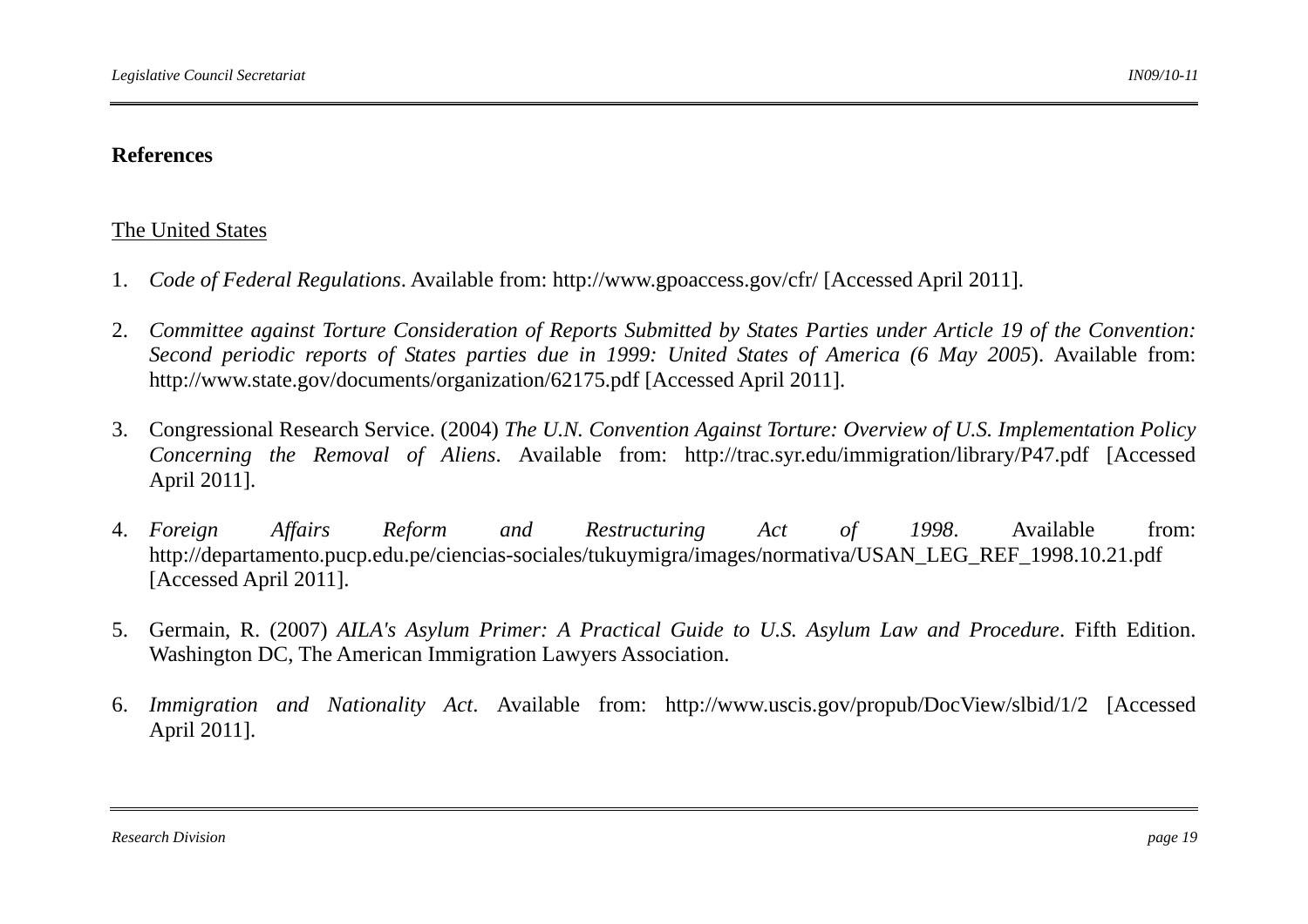**References**

<u>The United States</u>

1. *Code of Federal Regulations*. Available from: http://www.gpoaccess.gov/cfr/ [Accessed April 2011].

2. *Committee against Torture Consideration of Reports Submitted by States Parties under Article 19 of the Convention: Second periodic reports of States parties due in 1999: United States of America (6 May 2005*). Available from: http://www.state.gov/documents/organization/62175.pdf [Accessed April 2011].

3. Congressional Research Service. (2004) *The U.N. Convention Against Torture: Overview of U.S. Implementation Policy Concerning the Removal of Aliens*. Available from: http://trac.syr.edu/immigration/library/P47.pdf [Accessed April 2011].

4. *Foreign Affairs Reform and Restructuring Act of 1998*. Available from: http://departamento.pucp.edu.pe/ciencias-sociales/tukuymigra/images/normativa/USAN_LEG_REF_1998.10.21.pdf [Accessed April 2011].

5. Germain, R. (2007) *AILA's Asylum Primer: A Practical Guide to U.S. Asylum Law and Procedure*. Fifth Edition. Washington DC, The American Immigration Lawyers Association.

6. *Immigration and Nationality Act*. Available from: http://www.uscis.gov/propub/DocView/slbid/1/2 [Accessed April 2011].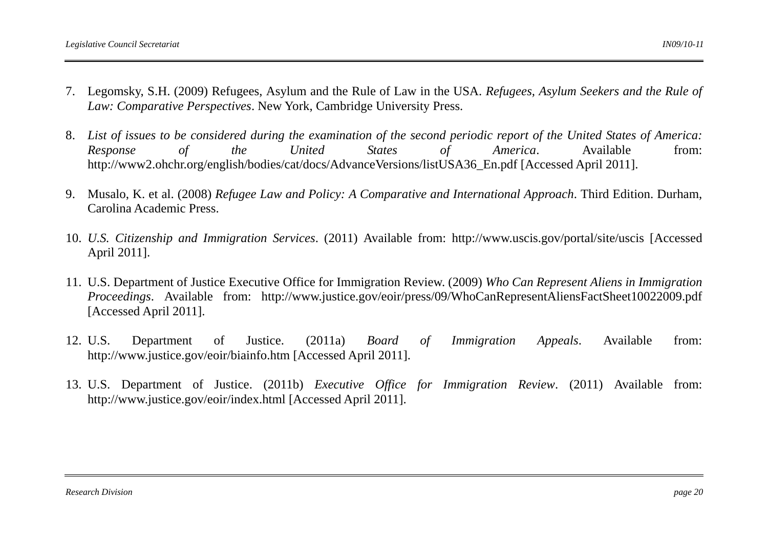7. Legomsky, S.H. (2009) Refugees, Asylum and the Rule of Law in the USA. *Refugees, Asylum Seekers and the Rule of Law: Comparative Perspectives*. New York, Cambridge University Press.

8. *List of issues to be considered during the examination of the second periodic report of the United States of America: Response of the United States of America*. Available from: http://www2.ohchr.org/english/bodies/cat/docs/AdvanceVersions/listUSA36_En.pdf [Accessed April 2011].

9. Musalo, K. et al. (2008) *Refugee Law and Policy: A Comparative and International Approach*. Third Edition. Durham, Carolina Academic Press.

10. *U.S. Citizenship and Immigration Services*. (2011) Available from: http://www.uscis.gov/portal/site/uscis [Accessed April 2011].

11. U.S. Department of Justice Executive Office for Immigration Review. (2009) *Who Can Represent Aliens in Immigration Proceedings*. Available from: http://www.justice.gov/eoir/press/09/WhoCanRepresentAliensFactSheet10022009.pdf [Accessed April 2011].

12. U.S. Department of Justice. (2011a) *Board of Immigration Appeals*. Available from: http://www.justice.gov/eoir/biainfo.htm [Accessed April 2011].

13. U.S. Department of Justice. (2011b) *Executive Office for Immigration Review*. (2011) Available from: http://www.justice.gov/eoir/index.html [Accessed April 2011].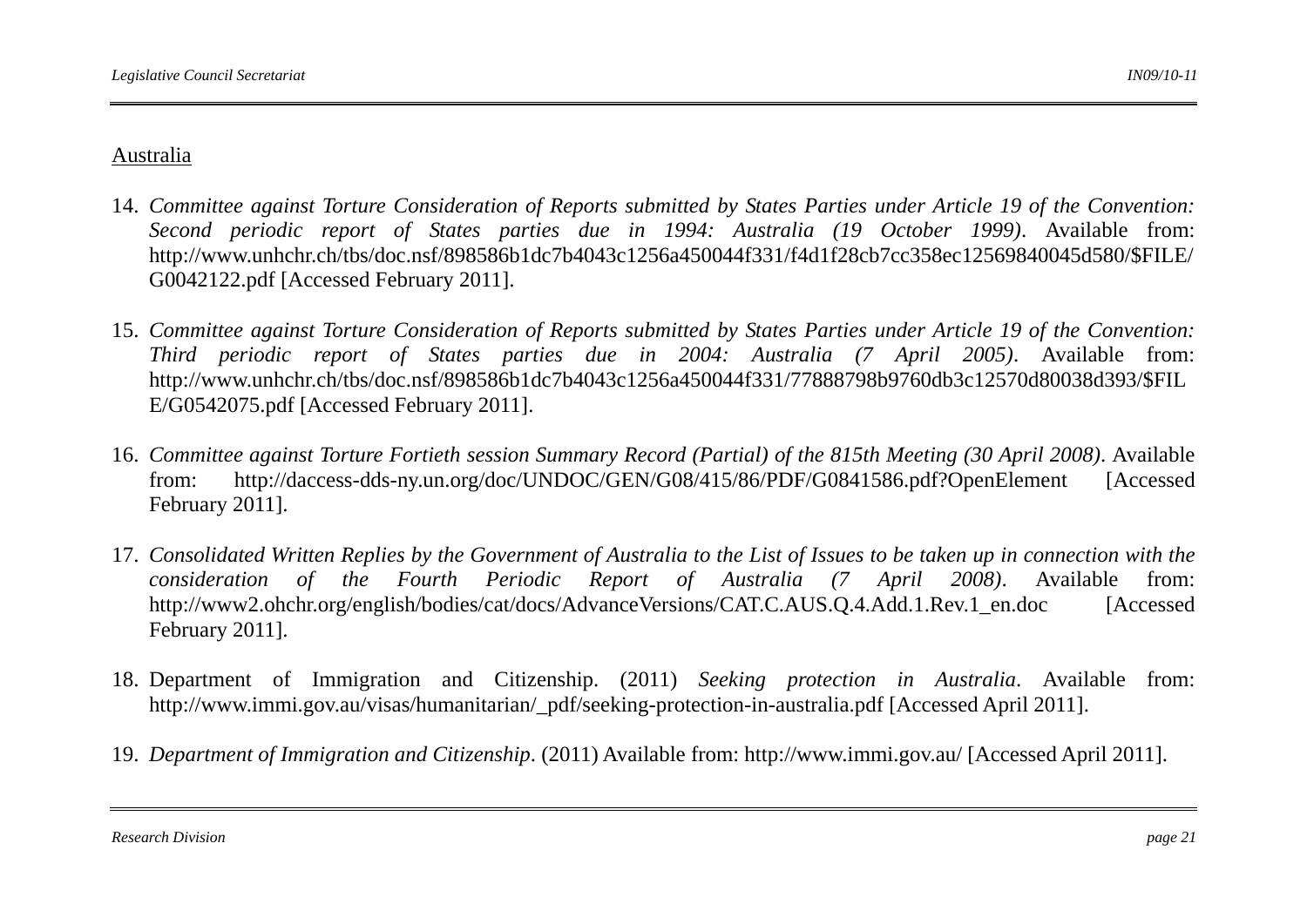Australia

14. *Committee against Torture Consideration of Reports submitted by States Parties under Article 19 of the Convention: Second periodic report of States parties due in 1994: Australia (19 October 1999)*. Available from: http://www.unhchr.ch/tbs/doc.nsf/898586b1dc7b4043c1256a450044f331/f4d1f28cb7cc358ec12569840045d580/$FILE/G0042122.pdf [Accessed February 2011].

15. *Committee against Torture Consideration of Reports submitted by States Parties under Article 19 of the Convention: Third periodic report of States parties due in 2004: Australia (7 April 2005)*. Available from: http://www.unhchr.ch/tbs/doc.nsf/898586b1dc7b4043c1256a450044f331/77888798b9760db3c12570d80038d393/$FILE/G0542075.pdf [Accessed February 2011].

16. *Committee against Torture Fortieth session Summary Record (Partial) of the 815th Meeting (30 April 2008)*. Available from: http://daccess-dds-ny.un.org/doc/UNDOC/GEN/G08/415/86/PDF/G0841586.pdf?OpenElement [Accessed February 2011].

17. *Consolidated Written Replies by the Government of Australia to the List of Issues to be taken up in connection with the consideration of the Fourth Periodic Report of Australia (7 April 2008)*. Available from: http://www2.ohchr.org/english/bodies/cat/docs/AdvanceVersions/CAT.C.AUS.Q.4.Add.1.Rev.1_en.doc [Accessed February 2011].

18. Department of Immigration and Citizenship. (2011) *Seeking protection in Australia*. Available from: http://www.immi.gov.au/visas/humanitarian/_pdf/seeking-protection-in-australia.pdf [Accessed April 2011].

19. *Department of Immigration and Citizenship*. (2011) Available from: http://www.immi.gov.au/ [Accessed April 2011].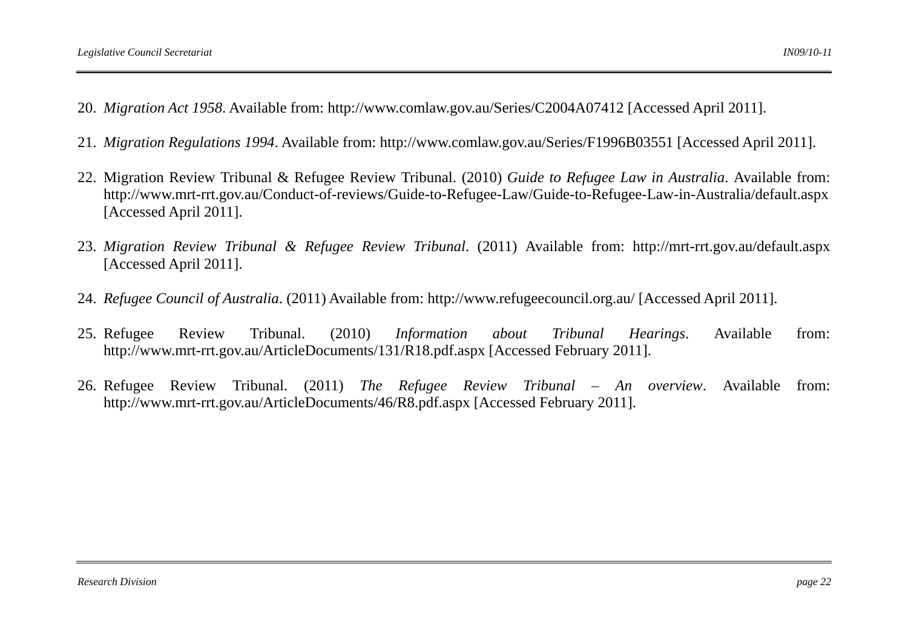20. *Migration Act 1958*. Available from: http://www.comlaw.gov.au/Series/C2004A07412 [Accessed April 2011].

21. *Migration Regulations 1994*. Available from: http://www.comlaw.gov.au/Series/F1996B03551 [Accessed April 2011].

22. Migration Review Tribunal & Refugee Review Tribunal. (2010) *Guide to Refugee Law in Australia*. Available from: http://www.mrt-rrt.gov.au/Conduct-of-reviews/Guide-to-Refugee-Law/Guide-to-Refugee-Law-in-Australia/default.aspx [Accessed April 2011].

23. *Migration Review Tribunal & Refugee Review Tribunal*. (2011) Available from: http://mrt-rrt.gov.au/default.aspx [Accessed April 2011].

24. *Refugee Council of Australia*. (2011) Available from: http://www.refugeecouncil.org.au/ [Accessed April 2011].

25. Refugee Review Tribunal. (2010) *Information about Tribunal Hearings*. Available from: http://www.mrt-rrt.gov.au/ArticleDocuments/131/R18.pdf.aspx [Accessed February 2011].

26. Refugee Review Tribunal. (2011) *The Refugee Review Tribunal – An overview*. Available from: http://www.mrt-rrt.gov.au/ArticleDocuments/46/R8.pdf.aspx [Accessed February 2011].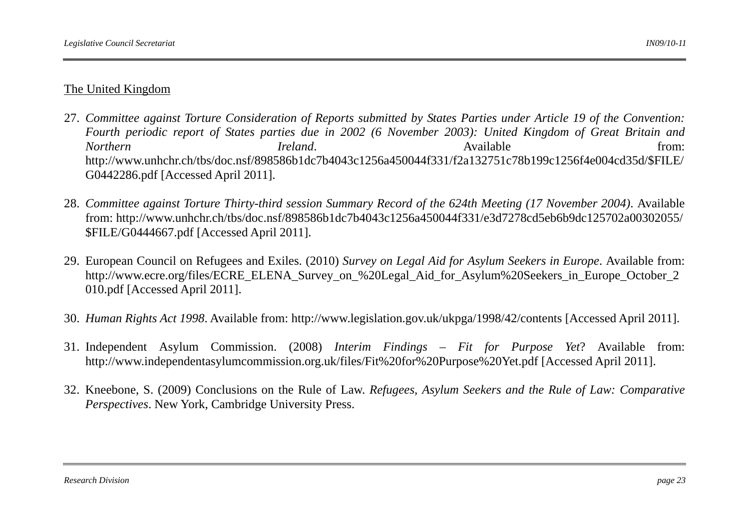<u>The United Kingdom</u>

27. *Committee against Torture Consideration of Reports submitted by States Parties under Article 19 of the Convention: Fourth periodic report of States parties due in 2002 (6 November 2003): United Kingdom of Great Britain and Northern Ireland*. Available from: http://www.unhchr.ch/tbs/doc.nsf/898586b1dc7b4043c1256a450044f331/f2a132751c78b199c1256f4e004cd35d/$FILE/G0442286.pdf [Accessed April 2011].

28. *Committee against Torture Thirty-third session Summary Record of the 624th Meeting (17 November 2004)*. Available from: http://www.unhchr.ch/tbs/doc.nsf/898586b1dc7b4043c1256a450044f331/e3d7278cd5eb6b9dc125702a00302055/$FILE/G0444667.pdf [Accessed April 2011].

29. European Council on Refugees and Exiles. (2010) *Survey on Legal Aid for Asylum Seekers in Europe*. Available from: http://www.ecre.org/files/ECRE_ELENA_Survey_on_%20Legal_Aid_for_Asylum%20Seekers_in_Europe_October_2010.pdf [Accessed April 2011].

30. *Human Rights Act 1998*. Available from: http://www.legislation.gov.uk/ukpga/1998/42/contents [Accessed April 2011].

31. Independent Asylum Commission. (2008) *Interim Findings – Fit for Purpose Yet*? Available from: http://www.independentasylumcommission.org.uk/files/Fit%20for%20Purpose%20Yet.pdf [Accessed April 2011].

32. Kneebone, S. (2009) Conclusions on the Rule of Law. *Refugees, Asylum Seekers and the Rule of Law: Comparative Perspectives*. New York, Cambridge University Press.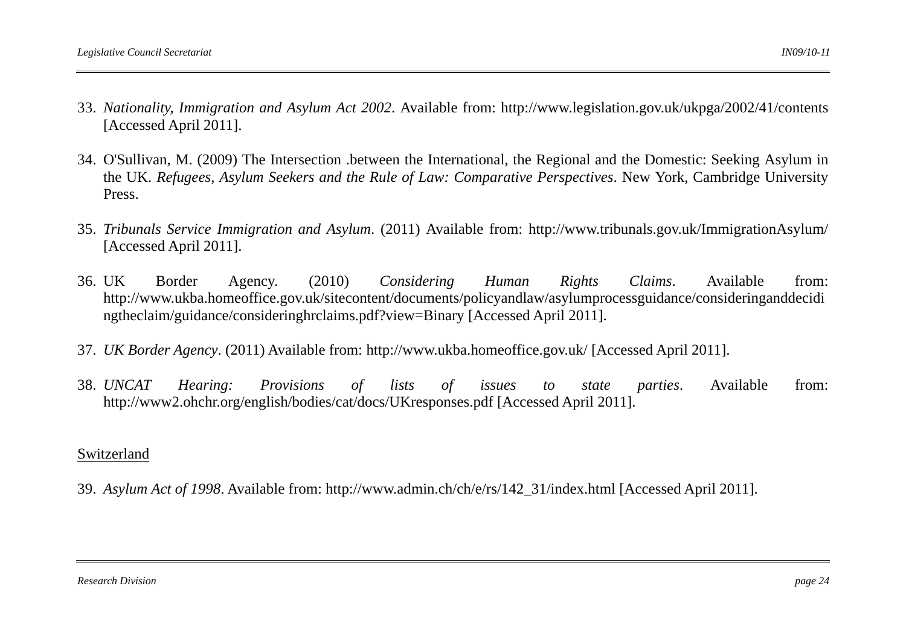33. *Nationality, Immigration and Asylum Act 2002*. Available from: http://www.legislation.gov.uk/ukpga/2002/41/contents [Accessed April 2011].

34. O'Sullivan, M. (2009) The Intersection .between the International, the Regional and the Domestic: Seeking Asylum in the UK. *Refugees, Asylum Seekers and the Rule of Law: Comparative Perspectives*. New York, Cambridge University Press.

35. *Tribunals Service Immigration and Asylum*. (2011) Available from: http://www.tribunals.gov.uk/ImmigrationAsylum/ [Accessed April 2011].

36. UK Border Agency. (2010) *Considering Human Rights Claims*. Available from: http://www.ukba.homeoffice.gov.uk/sitecontent/documents/policyandlaw/asylumprocessguidance/consideringanddecidingtheclaim/guidance/consideringhrclaims.pdf?view=Binary [Accessed April 2011].

37. *UK Border Agency*. (2011) Available from: http://www.ukba.homeoffice.gov.uk/ [Accessed April 2011].

38. *UNCAT Hearing: Provisions of lists of issues to state parties*. Available from: http://www2.ohchr.org/english/bodies/cat/docs/UKresponses.pdf [Accessed April 2011].

Switzerland

39. *Asylum Act of 1998*. Available from: http://www.admin.ch/ch/e/rs/142_31/index.html [Accessed April 2011].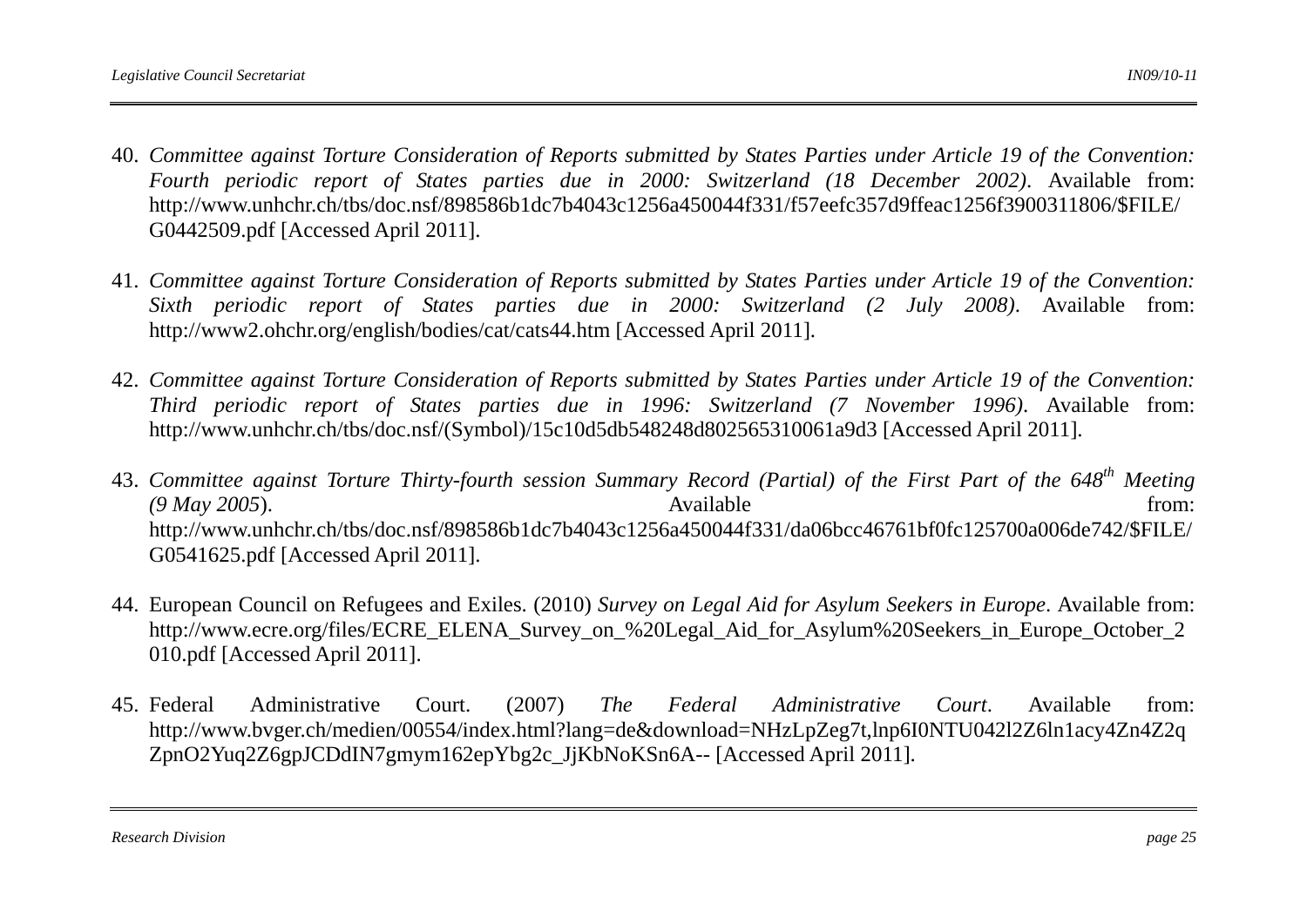40. *Committee against Torture Consideration of Reports submitted by States Parties under Article 19 of the Convention: Fourth periodic report of States parties due in 2000: Switzerland (18 December 2002)*. Available from: http://www.unhchr.ch/tbs/doc.nsf/898586b1dc7b4043c1256a450044f331/f57eefc357d9ffeac1256f3900311806/$FILE/G0442509.pdf [Accessed April 2011].

41. *Committee against Torture Consideration of Reports submitted by States Parties under Article 19 of the Convention: Sixth periodic report of States parties due in 2000: Switzerland (2 July 2008)*. Available from: http://www2.ohchr.org/english/bodies/cat/cats44.htm [Accessed April 2011].

42. *Committee against Torture Consideration of Reports submitted by States Parties under Article 19 of the Convention: Third periodic report of States parties due in 1996: Switzerland (7 November 1996)*. Available from: http://www.unhchr.ch/tbs/doc.nsf/(Symbol)/15c10d5db548248d802565310061a9d3 [Accessed April 2011].

43. *Committee against Torture Thirty-fourth session Summary Record (Partial) of the First Part of the 648th Meeting (9 May 2005)*. Available from: http://www.unhchr.ch/tbs/doc.nsf/898586b1dc7b4043c1256a450044f331/da06bcc46761bf0fc125700a006de742/$FILE/G0541625.pdf [Accessed April 2011].

44. European Council on Refugees and Exiles. (2010) *Survey on Legal Aid for Asylum Seekers in Europe*. Available from: http://www.ecre.org/files/ECRE_ELENA_Survey_on_%20Legal_Aid_for_Asylum%20Seekers_in_Europe_October_2010.pdf [Accessed April 2011].

45. Federal Administrative Court. (2007) *The Federal Administrative Court*. Available from: http://www.bvger.ch/medien/00554/index.html?lang=de&download=NHzLpZeg7t,lnp6I0NTU042l2Z6ln1acy4Zn4Z2qZpnO2Yuq2Z6gpJCDdIN7gmym162epYbg2c_JjKbNoKSn6A-- [Accessed April 2011].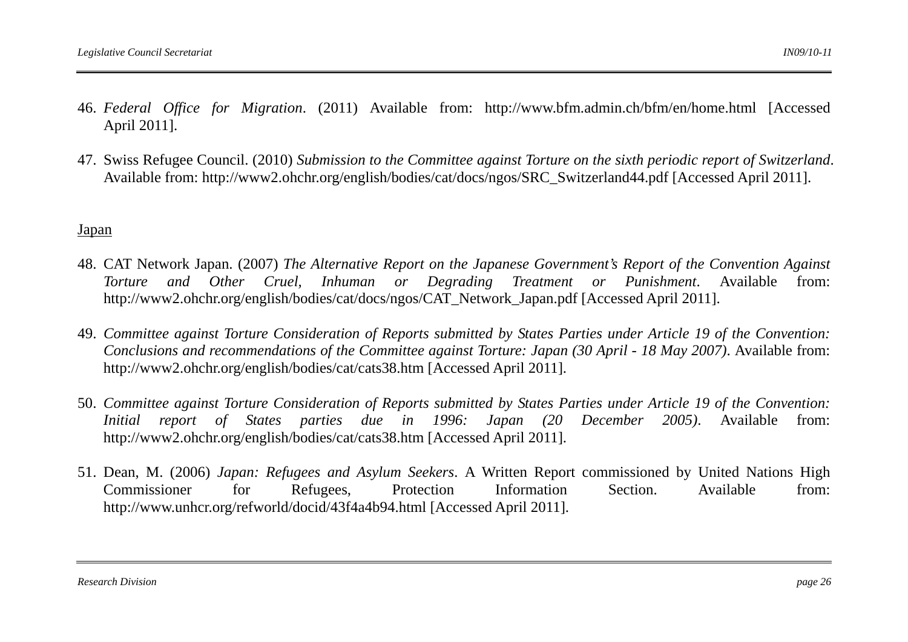46. *Federal Office for Migration*. (2011) Available from: http://www.bfm.admin.ch/bfm/en/home.html [Accessed April 2011].

47. Swiss Refugee Council. (2010) *Submission to the Committee against Torture on the sixth periodic report of Switzerland*. Available from: http://www2.ohchr.org/english/bodies/cat/docs/ngos/SRC_Switzerland44.pdf [Accessed April 2011].

Japan

48. CAT Network Japan. (2007) *The Alternative Report on the Japanese Government's Report of the Convention Against Torture and Other Cruel, Inhuman or Degrading Treatment or Punishment*. Available from: http://www2.ohchr.org/english/bodies/cat/docs/ngos/CAT_Network_Japan.pdf [Accessed April 2011].

49. *Committee against Torture Consideration of Reports submitted by States Parties under Article 19 of the Convention: Conclusions and recommendations of the Committee against Torture: Japan (30 April - 18 May 2007)*. Available from: http://www2.ohchr.org/english/bodies/cat/cats38.htm [Accessed April 2011].

50. *Committee against Torture Consideration of Reports submitted by States Parties under Article 19 of the Convention: Initial report of States parties due in 1996: Japan (20 December 2005)*. Available from: http://www2.ohchr.org/english/bodies/cat/cats38.htm [Accessed April 2011].

51. Dean, M. (2006) *Japan: Refugees and Asylum Seekers*. A Written Report commissioned by United Nations High Commissioner for Refugees, Protection Information Section. Available from: http://www.unhcr.org/refworld/docid/43f4a4b94.html [Accessed April 2011].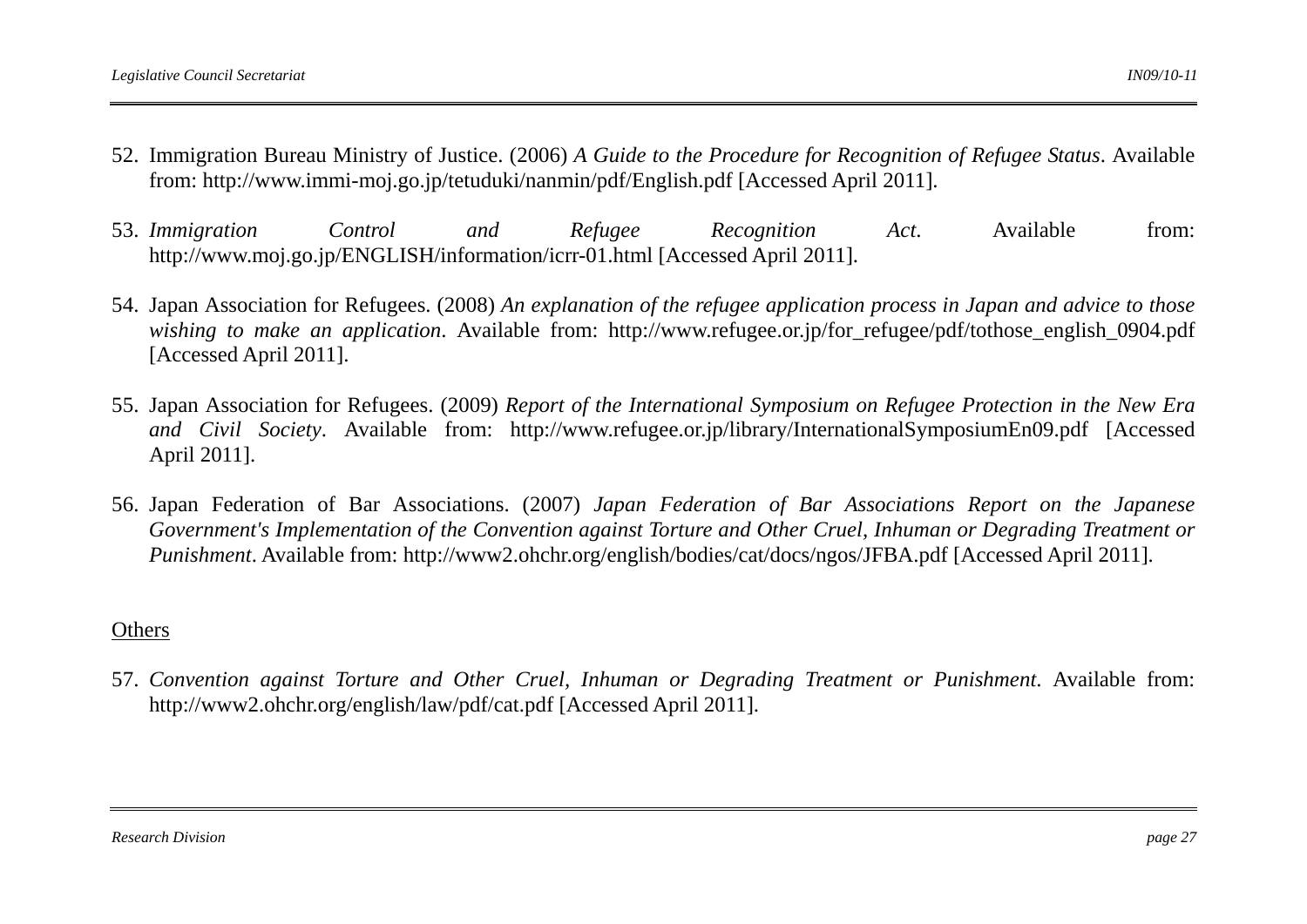52. Immigration Bureau Ministry of Justice. (2006) *A Guide to the Procedure for Recognition of Refugee Status*. Available from: http://www.immi-moj.go.jp/tetuduki/nanmin/pdf/English.pdf [Accessed April 2011].

53. *Immigration Control and Refugee Recognition Act*. Available from: http://www.moj.go.jp/ENGLISH/information/icrr-01.html [Accessed April 2011].

54. Japan Association for Refugees. (2008) *An explanation of the refugee application process in Japan and advice to those wishing to make an application*. Available from: http://www.refugee.or.jp/for_refugee/pdf/tothose_english_0904.pdf [Accessed April 2011].

55. Japan Association for Refugees. (2009) *Report of the International Symposium on Refugee Protection in the New Era and Civil Society*. Available from: http://www.refugee.or.jp/library/InternationalSymposiumEn09.pdf [Accessed April 2011].

56. Japan Federation of Bar Associations. (2007) *Japan Federation of Bar Associations Report on the Japanese Government's Implementation of the Convention against Torture and Other Cruel, Inhuman or Degrading Treatment or Punishment*. Available from: http://www2.ohchr.org/english/bodies/cat/docs/ngos/JFBA.pdf [Accessed April 2011].

Others

57. *Convention against Torture and Other Cruel, Inhuman or Degrading Treatment or Punishment*. Available from: http://www2.ohchr.org/english/law/pdf/cat.pdf [Accessed April 2011].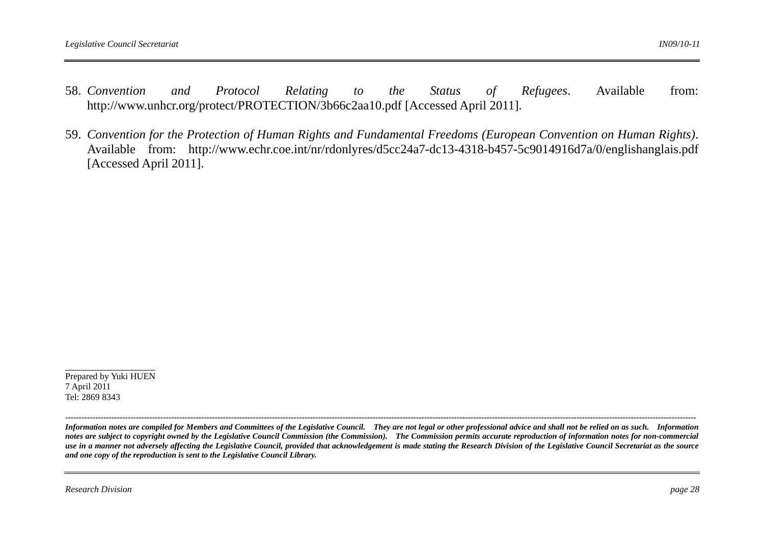58. *Convention and Protocol Relating to the Status of Refugees*. Available from: http://www.unhcr.org/protect/PROTECTION/3b66c2aa10.pdf [Accessed April 2011].

59. *Convention for the Protection of Human Rights and Fundamental Freedoms (European Convention on Human Rights)*. Available from: http://www.echr.coe.int/nr/rdonlyres/d5cc24a7-dc13-4318-b457-5c9014916d7a/0/englishanglais.pdf [Accessed April 2011].

Prepared by Yuki HUEN
7 April 2011
Tel: 2869 8343

---

***Information notes are compiled for Members and Committees of the Legislative Council. They are not legal or other professional advice and shall not be relied on as such. Information notes are subject to copyright owned by the Legislative Council Commission (the Commission). The Commission permits accurate reproduction of information notes for non-commercial use in a manner not adversely affecting the Legislative Council, provided that acknowledgement is made stating the Research Division of the Legislative Council Secretariat as the source and one copy of the reproduction is sent to the Legislative Council Library.***